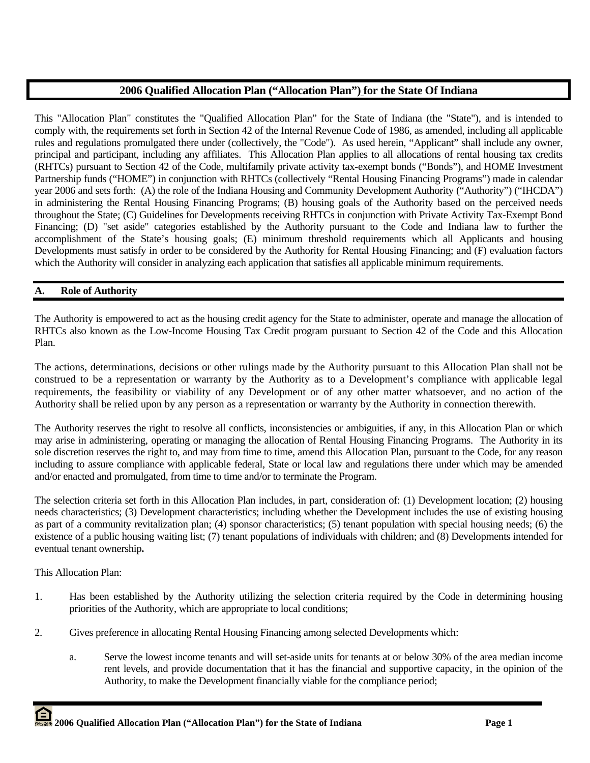# 2006 Qualified Allocation Plan ("Allocation Plan") for the State Of Indiana

This "Allocation Plan" constitutes the "Qualified Allocation Plan" for the State of Indiana (the "State"), and is intended to comply with, the requirements set forth in Section 42 of the Internal Revenue Code of 1986, as amended, including all applicable rules and regulations promulgated there under (collectively, the "Code"). As used herein, "Applicant" shall include any owner, principal and participant, including any affiliates. This Allocation Plan applies to all allocations of rental housing tax credits (RHTCs) pursuant to Section 42 of the Code, multifamily private activity tax-exempt bonds ("Bonds"), and HOME Investment Partnership funds ("HOME") in conjunction with RHTCs (collectively "Rental Housing Financing Programs") made in calendar year 2006 and sets forth: (A) the role of the Indiana Housing and Community Development Authority ("Authority") ("IHCDA") in administering the Rental Housing Financing Programs; (B) housing goals of the Authority based on the perceived needs throughout the State; (C) Guidelines for Developments receiving RHTCs in conjunction with Private Activity Tax-Exempt Bond Financing; (D) "set aside" categories established by the Authority pursuant to the Code and Indiana law to further the accomplishment of the State's housing goals; (E) minimum threshold requirements which all Applicants and housing Developments must satisfy in order to be considered by the Authority for Rental Housing Financing; and (F) evaluation factors which the Authority will consider in analyzing each application that satisfies all applicable minimum requirements.

## A. Role of Authority

The Authority is empowered to act as the housing credit agency for the State to administer, operate and manage the allocation of RHTCs also known as the Low-Income Housing Tax Credit program pursuant to Section 42 of the Code and this Allocation Plan.

The actions, determinations, decisions or other rulings made by the Authority pursuant to this Allocation Plan shall not be construed to be a representation or warranty by the Authority as to a Development's compliance with applicable legal requirements, the feasibility or viability of any Development or of any other matter whatsoever, and no action of the Authority shall be relied upon by any person as a representation or warranty by the Authority in connection therewith.

The Authority reserves the right to resolve all conflicts, inconsistencies or ambiguities, if any, in this Allocation Plan or which may arise in administering, operating or managing the allocation of Rental Housing Financing Programs. The Authority in its sole discretion reserves the right to, and may from time to time, amend this Allocation Plan, pursuant to the Code, for any reason including to assure compliance with applicable federal, State or local law and regulations there under which may be amended and/or enacted and promulgated, from time to time and/or to terminate the Program.

The selection criteria set forth in this Allocation Plan includes, in part, consideration of: (1) Development location; (2) housing needs characteristics; (3) Development characteristics; including whether the Development includes the use of existing housing as part of a community revitalization plan; (4) sponsor characteristics; (5) tenant population with special housing needs; (6) the existence of a public housing waiting list; (7) tenant populations of individuals with children; and (8) Developments intended for eventual tenant ownership**.**

This Allocation Plan:

1. Has been established by the Authority utilizing the selection criteria required by the Code in determining housing priorities of the Authority, which are appropriate to local conditions;

2. Gives preference in allocating Rental Housing Financing among selected Developments which:

   a. Serve the lowest income tenants and will set-aside units for tenants at or below 30% of the area median income rent levels, and provide documentation that it has the financial and supportive capacity, in the opinion of the Authority, to make the Development financially viable for the compliance period;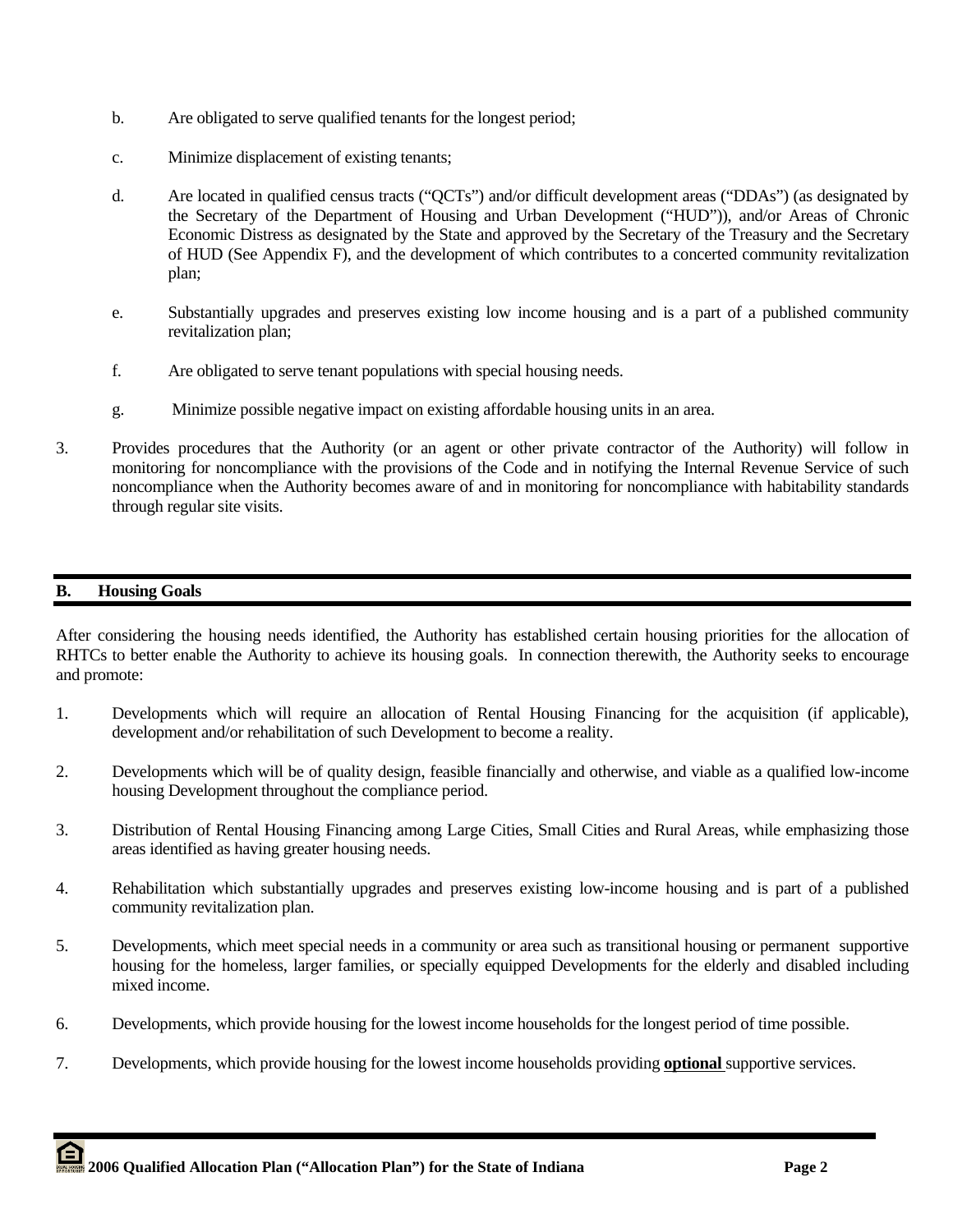b. Are obligated to serve qualified tenants for the longest period;

c. Minimize displacement of existing tenants;

d. Are located in qualified census tracts ("QCTs") and/or difficult development areas ("DDAs") (as designated by the Secretary of the Department of Housing and Urban Development ("HUD")), and/or Areas of Chronic Economic Distress as designated by the State and approved by the Secretary of the Treasury and the Secretary of HUD (See Appendix F), and the development of which contributes to a concerted community revitalization plan;

e. Substantially upgrades and preserves existing low income housing and is a part of a published community revitalization plan;

f. Are obligated to serve tenant populations with special housing needs.

g. Minimize possible negative impact on existing affordable housing units in an area.

3. Provides procedures that the Authority (or an agent or other private contractor of the Authority) will follow in monitoring for noncompliance with the provisions of the Code and in notifying the Internal Revenue Service of such noncompliance when the Authority becomes aware of and in monitoring for noncompliance with habitability standards through regular site visits.

## B. Housing Goals

After considering the housing needs identified, the Authority has established certain housing priorities for the allocation of RHTCs to better enable the Authority to achieve its housing goals. In connection therewith, the Authority seeks to encourage and promote:

1. Developments which will require an allocation of Rental Housing Financing for the acquisition (if applicable), development and/or rehabilitation of such Development to become a reality.

2. Developments which will be of quality design, feasible financially and otherwise, and viable as a qualified low-income housing Development throughout the compliance period.

3. Distribution of Rental Housing Financing among Large Cities, Small Cities and Rural Areas, while emphasizing those areas identified as having greater housing needs.

4. Rehabilitation which substantially upgrades and preserves existing low-income housing and is part of a published community revitalization plan.

5. Developments, which meet special needs in a community or area such as transitional housing or permanent supportive housing for the homeless, larger families, or specially equipped Developments for the elderly and disabled including mixed income.

6. Developments, which provide housing for the lowest income households for the longest period of time possible.

7. Developments, which provide housing for the lowest income households providing **optional** supportive services.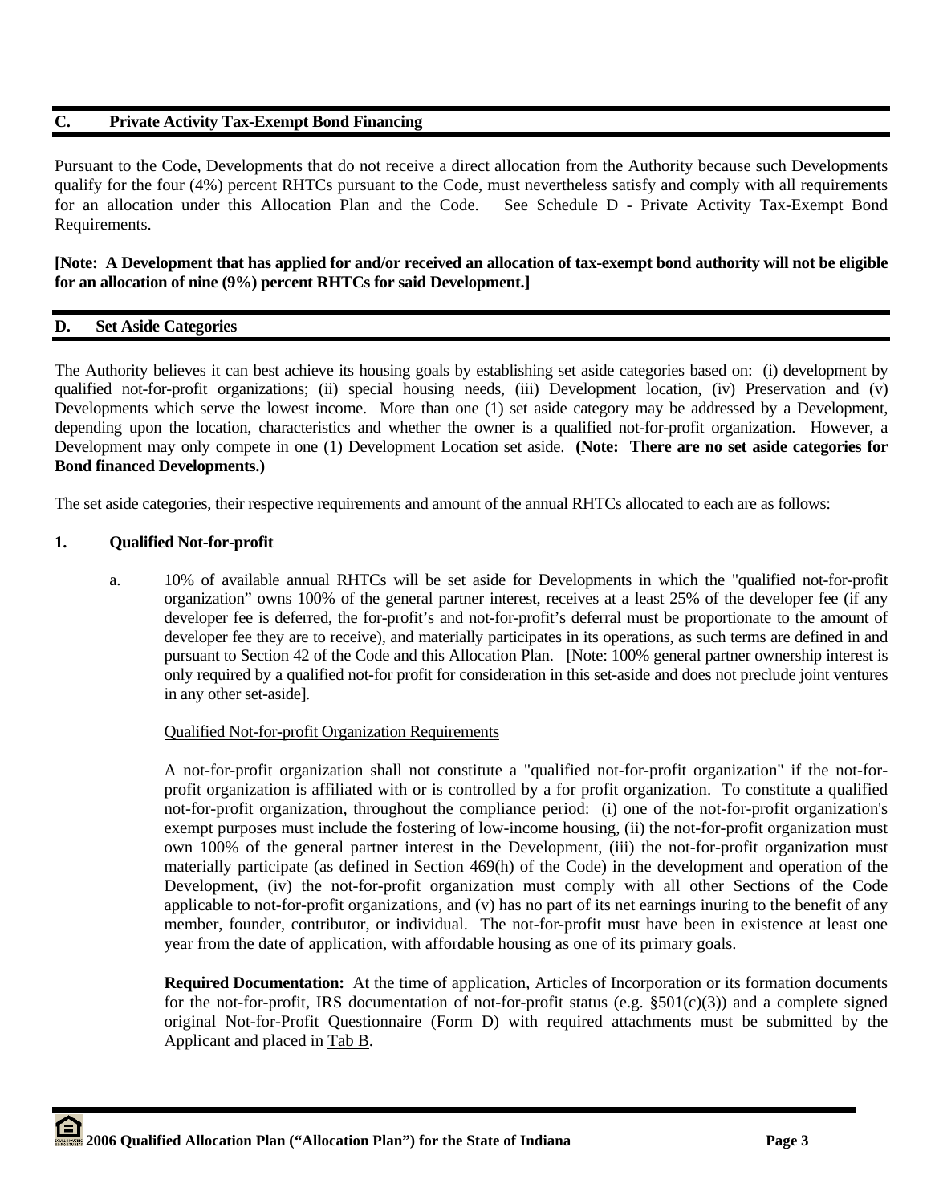## C. Private Activity Tax-Exempt Bond Financing

Pursuant to the Code, Developments that do not receive a direct allocation from the Authority because such Developments qualify for the four (4%) percent RHTCs pursuant to the Code, must nevertheless satisfy and comply with all requirements for an allocation under this Allocation Plan and the Code. See Schedule D - Private Activity Tax-Exempt Bond Requirements.

**[Note: A Development that has applied for and/or received an allocation of tax-exempt bond authority will not be eligible for an allocation of nine (9%) percent RHTCs for said Development.]**

## D. Set Aside Categories

The Authority believes it can best achieve its housing goals by establishing set aside categories based on: (i) development by qualified not-for-profit organizations; (ii) special housing needs, (iii) Development location, (iv) Preservation and (v) Developments which serve the lowest income. More than one (1) set aside category may be addressed by a Development, depending upon the location, characteristics and whether the owner is a qualified not-for-profit organization. However, a Development may only compete in one (1) Development Location set aside. **(Note: There are no set aside categories for Bond financed Developments.)**

The set aside categories, their respective requirements and amount of the annual RHTCs allocated to each are as follows:

### 1. Qualified Not-for-profit

a. 10% of available annual RHTCs will be set aside for Developments in which the "qualified not-for-profit organization" owns 100% of the general partner interest, receives at a least 25% of the developer fee (if any developer fee is deferred, the for-profit's and not-for-profit's deferral must be proportionate to the amount of developer fee they are to receive), and materially participates in its operations, as such terms are defined in and pursuant to Section 42 of the Code and this Allocation Plan. [Note: 100% general partner ownership interest is only required by a qualified not-for profit for consideration in this set-aside and does not preclude joint ventures in any other set-aside].

Qualified Not-for-profit Organization Requirements

A not-for-profit organization shall not constitute a "qualified not-for-profit organization" if the not-for-profit organization is affiliated with or is controlled by a for profit organization. To constitute a qualified not-for-profit organization, throughout the compliance period: (i) one of the not-for-profit organization's exempt purposes must include the fostering of low-income housing, (ii) the not-for-profit organization must own 100% of the general partner interest in the Development, (iii) the not-for-profit organization must materially participate (as defined in Section 469(h) of the Code) in the development and operation of the Development, (iv) the not-for-profit organization must comply with all other Sections of the Code applicable to not-for-profit organizations, and (v) has no part of its net earnings inuring to the benefit of any member, founder, contributor, or individual. The not-for-profit must have been in existence at least one year from the date of application, with affordable housing as one of its primary goals.

**Required Documentation:** At the time of application, Articles of Incorporation or its formation documents for the not-for-profit, IRS documentation of not-for-profit status (e.g. §501(c)(3)) and a complete signed original Not-for-Profit Questionnaire (Form D) with required attachments must be submitted by the Applicant and placed in Tab B.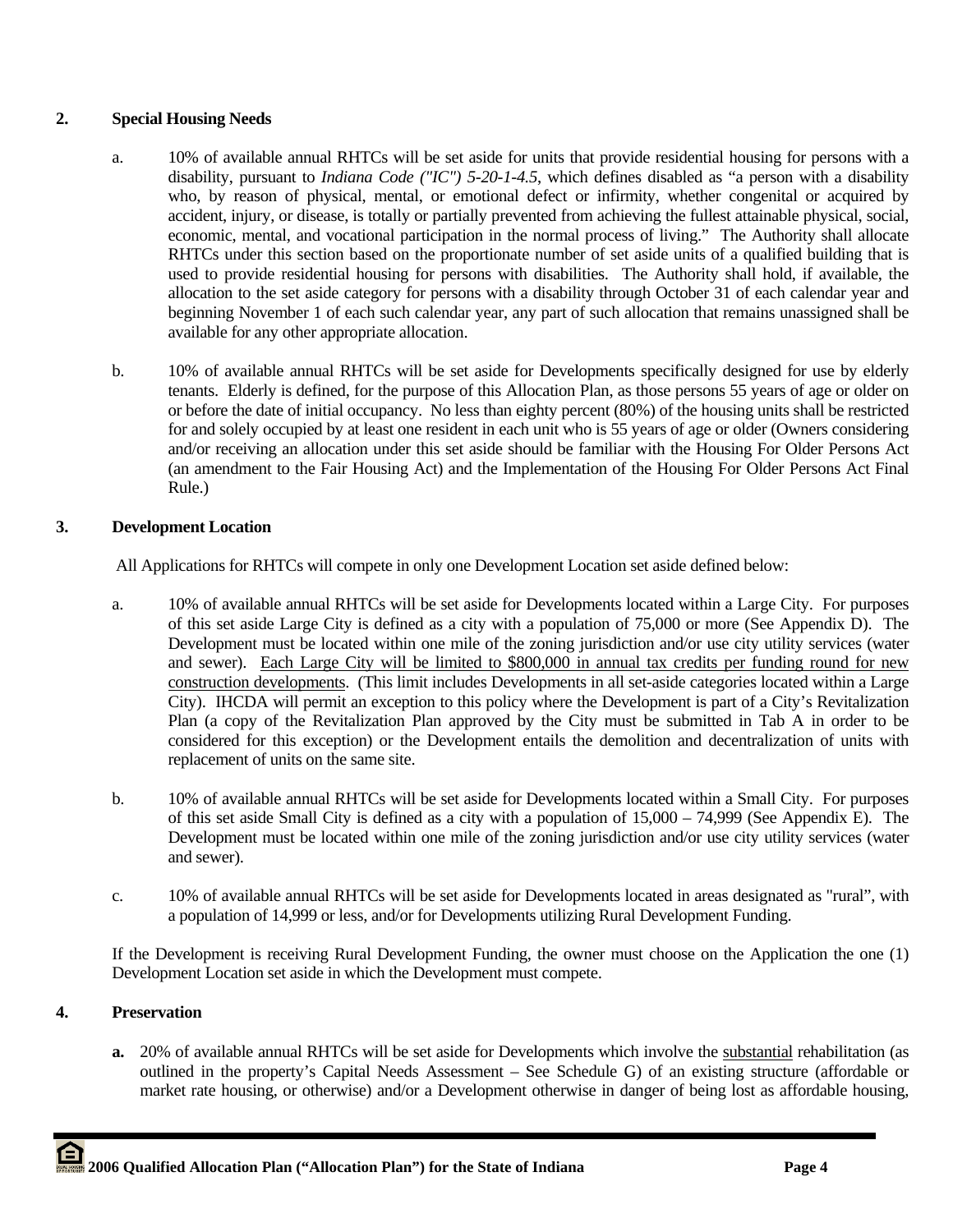**2. Special Housing Needs**

a. 10% of available annual RHTCs will be set aside for units that provide residential housing for persons with a disability, pursuant to *Indiana Code ("IC") 5-20-1-4.5*, which defines disabled as "a person with a disability who, by reason of physical, mental, or emotional defect or infirmity, whether congenital or acquired by accident, injury, or disease, is totally or partially prevented from achieving the fullest attainable physical, social, economic, mental, and vocational participation in the normal process of living." The Authority shall allocate RHTCs under this section based on the proportionate number of set aside units of a qualified building that is used to provide residential housing for persons with disabilities. The Authority shall hold, if available, the allocation to the set aside category for persons with a disability through October 31 of each calendar year and beginning November 1 of each such calendar year, any part of such allocation that remains unassigned shall be available for any other appropriate allocation.

b. 10% of available annual RHTCs will be set aside for Developments specifically designed for use by elderly tenants. Elderly is defined, for the purpose of this Allocation Plan, as those persons 55 years of age or older on or before the date of initial occupancy. No less than eighty percent (80%) of the housing units shall be restricted for and solely occupied by at least one resident in each unit who is 55 years of age or older (Owners considering and/or receiving an allocation under this set aside should be familiar with the Housing For Older Persons Act (an amendment to the Fair Housing Act) and the Implementation of the Housing For Older Persons Act Final Rule.)

**3. Development Location**

All Applications for RHTCs will compete in only one Development Location set aside defined below:

a. 10% of available annual RHTCs will be set aside for Developments located within a Large City. For purposes of this set aside Large City is defined as a city with a population of 75,000 or more (See Appendix D). The Development must be located within one mile of the zoning jurisdiction and/or use city utility services (water and sewer). <u>Each Large City will be limited to $800,000 in annual tax credits per funding round for new construction developments</u>. (This limit includes Developments in all set-aside categories located within a Large City). IHCDA will permit an exception to this policy where the Development is part of a City's Revitalization Plan (a copy of the Revitalization Plan approved by the City must be submitted in Tab A in order to be considered for this exception) or the Development entails the demolition and decentralization of units with replacement of units on the same site.

b. 10% of available annual RHTCs will be set aside for Developments located within a Small City. For purposes of this set aside Small City is defined as a city with a population of 15,000 – 74,999 (See Appendix E). The Development must be located within one mile of the zoning jurisdiction and/or use city utility services (water and sewer).

c. 10% of available annual RHTCs will be set aside for Developments located in areas designated as "rural", with a population of 14,999 or less, and/or for Developments utilizing Rural Development Funding.

If the Development is receiving Rural Development Funding, the owner must choose on the Application the one (1) Development Location set aside in which the Development must compete.

**4. Preservation**

**a.** 20% of available annual RHTCs will be set aside for Developments which involve the <u>substantial</u> rehabilitation (as outlined in the property's Capital Needs Assessment – See Schedule G) of an existing structure (affordable or market rate housing, or otherwise) and/or a Development otherwise in danger of being lost as affordable housing,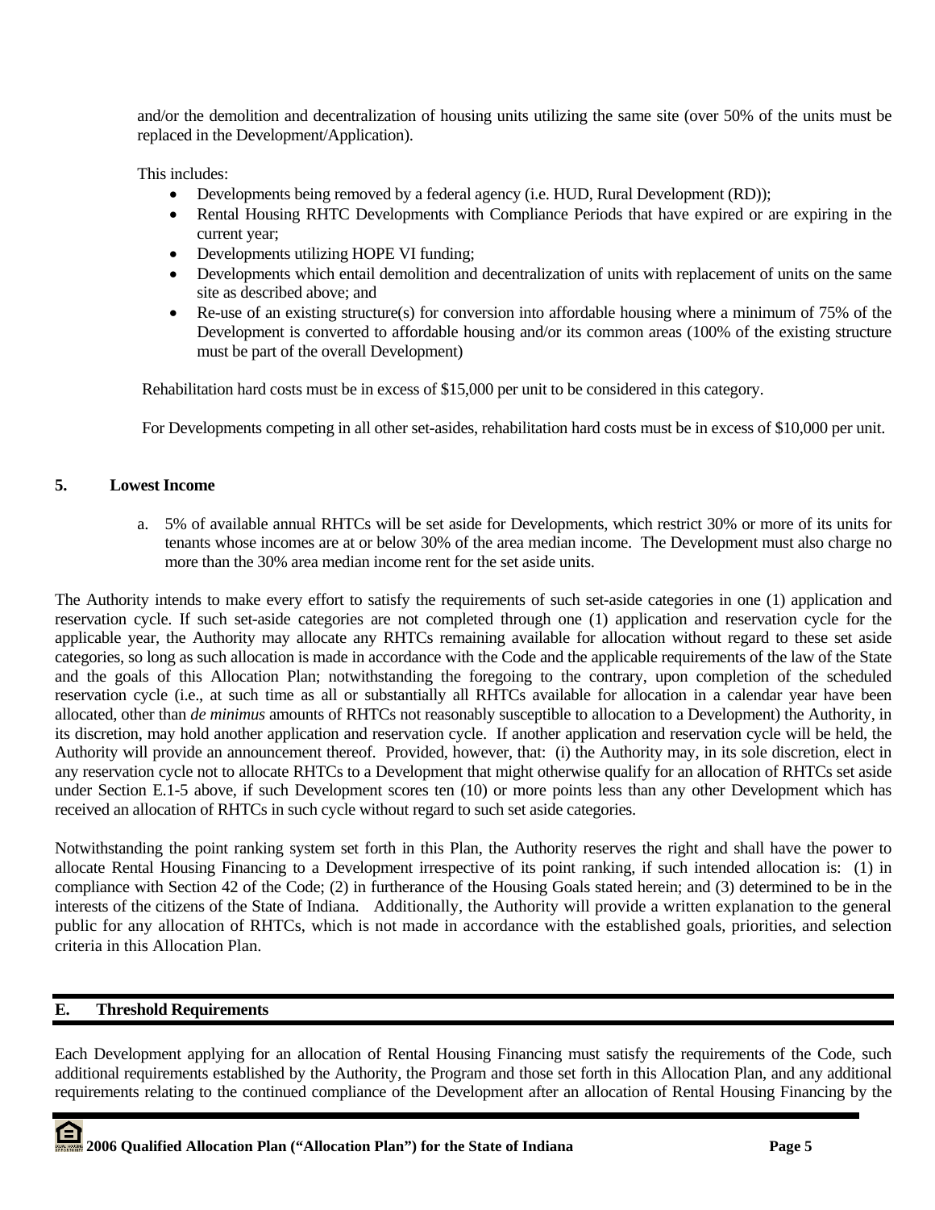and/or the demolition and decentralization of housing units utilizing the same site (over 50% of the units must be replaced in the Development/Application).

This includes:

- Developments being removed by a federal agency (i.e. HUD, Rural Development (RD));
- Rental Housing RHTC Developments with Compliance Periods that have expired or are expiring in the current year;
- Developments utilizing HOPE VI funding;
- Developments which entail demolition and decentralization of units with replacement of units on the same site as described above; and
- Re-use of an existing structure(s) for conversion into affordable housing where a minimum of 75% of the Development is converted to affordable housing and/or its common areas (100% of the existing structure must be part of the overall Development)

Rehabilitation hard costs must be in excess of $15,000 per unit to be considered in this category.

For Developments competing in all other set-asides, rehabilitation hard costs must be in excess of $10,000 per unit.

**5. Lowest Income**

a. 5% of available annual RHTCs will be set aside for Developments, which restrict 30% or more of its units for tenants whose incomes are at or below 30% of the area median income. The Development must also charge no more than the 30% area median income rent for the set aside units.

The Authority intends to make every effort to satisfy the requirements of such set-aside categories in one (1) application and reservation cycle. If such set-aside categories are not completed through one (1) application and reservation cycle for the applicable year, the Authority may allocate any RHTCs remaining available for allocation without regard to these set aside categories, so long as such allocation is made in accordance with the Code and the applicable requirements of the law of the State and the goals of this Allocation Plan; notwithstanding the foregoing to the contrary, upon completion of the scheduled reservation cycle (i.e., at such time as all or substantially all RHTCs available for allocation in a calendar year have been allocated, other than *de minimus* amounts of RHTCs not reasonably susceptible to allocation to a Development) the Authority, in its discretion, may hold another application and reservation cycle. If another application and reservation cycle will be held, the Authority will provide an announcement thereof. Provided, however, that: (i) the Authority may, in its sole discretion, elect in any reservation cycle not to allocate RHTCs to a Development that might otherwise qualify for an allocation of RHTCs set aside under Section E.1-5 above, if such Development scores ten (10) or more points less than any other Development which has received an allocation of RHTCs in such cycle without regard to such set aside categories.

Notwithstanding the point ranking system set forth in this Plan, the Authority reserves the right and shall have the power to allocate Rental Housing Financing to a Development irrespective of its point ranking, if such intended allocation is: (1) in compliance with Section 42 of the Code; (2) in furtherance of the Housing Goals stated herein; and (3) determined to be in the interests of the citizens of the State of Indiana. Additionally, the Authority will provide a written explanation to the general public for any allocation of RHTCs, which is not made in accordance with the established goals, priorities, and selection criteria in this Allocation Plan.

## E. Threshold Requirements

Each Development applying for an allocation of Rental Housing Financing must satisfy the requirements of the Code, such additional requirements established by the Authority, the Program and those set forth in this Allocation Plan, and any additional requirements relating to the continued compliance of the Development after an allocation of Rental Housing Financing by the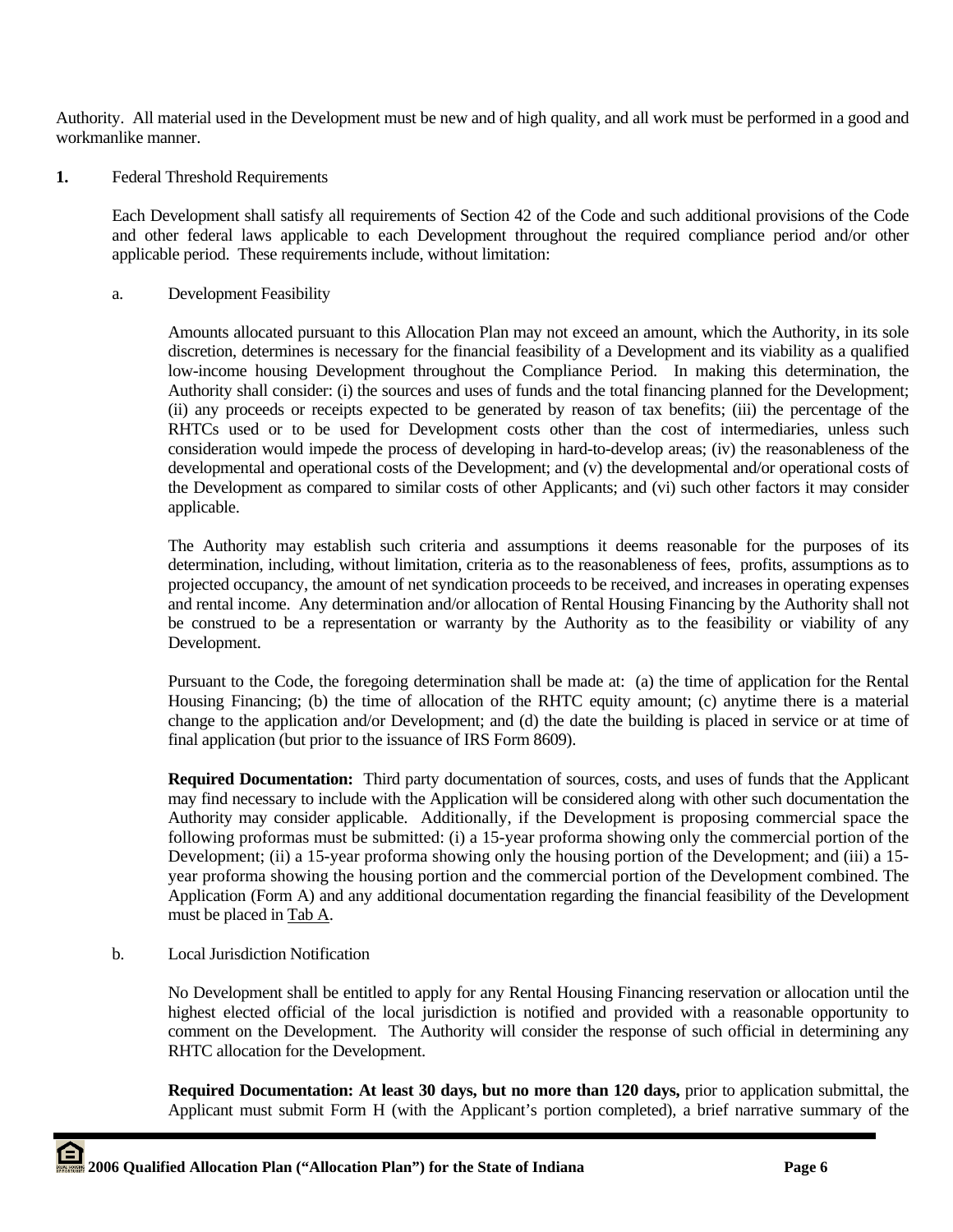Authority. All material used in the Development must be new and of high quality, and all work must be performed in a good and workmanlike manner.

**1.** Federal Threshold Requirements

Each Development shall satisfy all requirements of Section 42 of the Code and such additional provisions of the Code and other federal laws applicable to each Development throughout the required compliance period and/or other applicable period. These requirements include, without limitation:

a. Development Feasibility

Amounts allocated pursuant to this Allocation Plan may not exceed an amount, which the Authority, in its sole discretion, determines is necessary for the financial feasibility of a Development and its viability as a qualified low-income housing Development throughout the Compliance Period. In making this determination, the Authority shall consider: (i) the sources and uses of funds and the total financing planned for the Development; (ii) any proceeds or receipts expected to be generated by reason of tax benefits; (iii) the percentage of the RHTCs used or to be used for Development costs other than the cost of intermediaries, unless such consideration would impede the process of developing in hard-to-develop areas; (iv) the reasonableness of the developmental and operational costs of the Development; and (v) the developmental and/or operational costs of the Development as compared to similar costs of other Applicants; and (vi) such other factors it may consider applicable.

The Authority may establish such criteria and assumptions it deems reasonable for the purposes of its determination, including, without limitation, criteria as to the reasonableness of fees, profits, assumptions as to projected occupancy, the amount of net syndication proceeds to be received, and increases in operating expenses and rental income. Any determination and/or allocation of Rental Housing Financing by the Authority shall not be construed to be a representation or warranty by the Authority as to the feasibility or viability of any Development.

Pursuant to the Code, the foregoing determination shall be made at: (a) the time of application for the Rental Housing Financing; (b) the time of allocation of the RHTC equity amount; (c) anytime there is a material change to the application and/or Development; and (d) the date the building is placed in service or at time of final application (but prior to the issuance of IRS Form 8609).

**Required Documentation:** Third party documentation of sources, costs, and uses of funds that the Applicant may find necessary to include with the Application will be considered along with other such documentation the Authority may consider applicable. Additionally, if the Development is proposing commercial space the following proformas must be submitted: (i) a 15-year proforma showing only the commercial portion of the Development; (ii) a 15-year proforma showing only the housing portion of the Development; and (iii) a 15-year proforma showing the housing portion and the commercial portion of the Development combined. The Application (Form A) and any additional documentation regarding the financial feasibility of the Development must be placed in Tab A.

b. Local Jurisdiction Notification

No Development shall be entitled to apply for any Rental Housing Financing reservation or allocation until the highest elected official of the local jurisdiction is notified and provided with a reasonable opportunity to comment on the Development. The Authority will consider the response of such official in determining any RHTC allocation for the Development.

**Required Documentation: At least 30 days, but no more than 120 days,** prior to application submittal, the Applicant must submit Form H (with the Applicant's portion completed), a brief narrative summary of the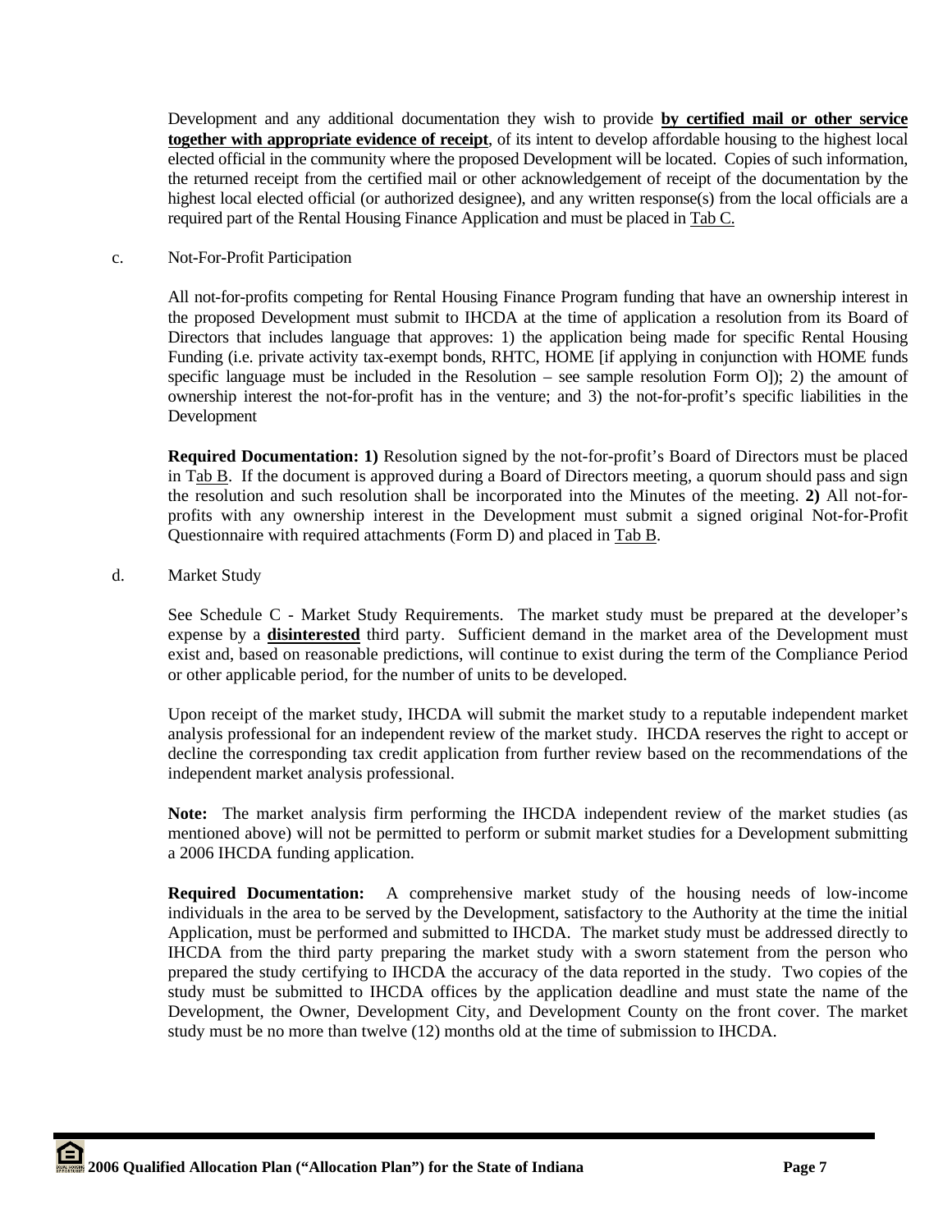Development and any additional documentation they wish to provide **by certified mail or other service together with appropriate evidence of receipt**, of its intent to develop affordable housing to the highest local elected official in the community where the proposed Development will be located. Copies of such information, the returned receipt from the certified mail or other acknowledgement of receipt of the documentation by the highest local elected official (or authorized designee), and any written response(s) from the local officials are a required part of the Rental Housing Finance Application and must be placed in Tab C.

c. Not-For-Profit Participation

All not-for-profits competing for Rental Housing Finance Program funding that have an ownership interest in the proposed Development must submit to IHCDA at the time of application a resolution from its Board of Directors that includes language that approves: 1) the application being made for specific Rental Housing Funding (i.e. private activity tax-exempt bonds, RHTC, HOME [if applying in conjunction with HOME funds specific language must be included in the Resolution – see sample resolution Form O]); 2) the amount of ownership interest the not-for-profit has in the venture; and 3) the not-for-profit's specific liabilities in the Development

**Required Documentation: 1)** Resolution signed by the not-for-profit's Board of Directors must be placed in Tab B. If the document is approved during a Board of Directors meeting, a quorum should pass and sign the resolution and such resolution shall be incorporated into the Minutes of the meeting. **2)** All not-for-profits with any ownership interest in the Development must submit a signed original Not-for-Profit Questionnaire with required attachments (Form D) and placed in Tab B.

d. Market Study

See Schedule C - Market Study Requirements. The market study must be prepared at the developer's expense by a **disinterested** third party. Sufficient demand in the market area of the Development must exist and, based on reasonable predictions, will continue to exist during the term of the Compliance Period or other applicable period, for the number of units to be developed.

Upon receipt of the market study, IHCDA will submit the market study to a reputable independent market analysis professional for an independent review of the market study. IHCDA reserves the right to accept or decline the corresponding tax credit application from further review based on the recommendations of the independent market analysis professional.

**Note:** The market analysis firm performing the IHCDA independent review of the market studies (as mentioned above) will not be permitted to perform or submit market studies for a Development submitting a 2006 IHCDA funding application.

**Required Documentation:** A comprehensive market study of the housing needs of low-income individuals in the area to be served by the Development, satisfactory to the Authority at the time the initial Application, must be performed and submitted to IHCDA. The market study must be addressed directly to IHCDA from the third party preparing the market study with a sworn statement from the person who prepared the study certifying to IHCDA the accuracy of the data reported in the study. Two copies of the study must be submitted to IHCDA offices by the application deadline and must state the name of the Development, the Owner, Development City, and Development County on the front cover. The market study must be no more than twelve (12) months old at the time of submission to IHCDA.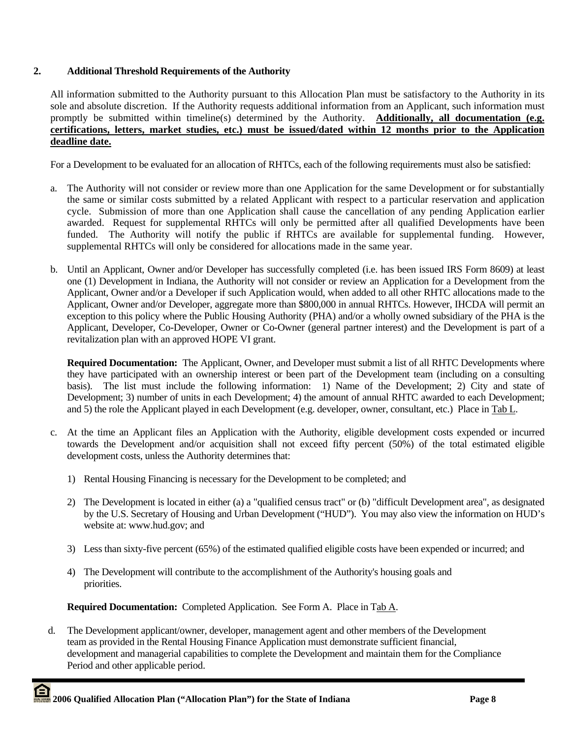## 2. Additional Threshold Requirements of the Authority

All information submitted to the Authority pursuant to this Allocation Plan must be satisfactory to the Authority in its sole and absolute discretion. If the Authority requests additional information from an Applicant, such information must promptly be submitted within timeline(s) determined by the Authority. **Additionally, all documentation (e.g. certifications, letters, market studies, etc.) must be issued/dated within 12 months prior to the Application deadline date.**

For a Development to be evaluated for an allocation of RHTCs, each of the following requirements must also be satisfied:

a. The Authority will not consider or review more than one Application for the same Development or for substantially the same or similar costs submitted by a related Applicant with respect to a particular reservation and application cycle. Submission of more than one Application shall cause the cancellation of any pending Application earlier awarded. Request for supplemental RHTCs will only be permitted after all qualified Developments have been funded. The Authority will notify the public if RHTCs are available for supplemental funding. However, supplemental RHTCs will only be considered for allocations made in the same year.

b. Until an Applicant, Owner and/or Developer has successfully completed (i.e. has been issued IRS Form 8609) at least one (1) Development in Indiana, the Authority will not consider or review an Application for a Development from the Applicant, Owner and/or a Developer if such Application would, when added to all other RHTC allocations made to the Applicant, Owner and/or Developer, aggregate more than $800,000 in annual RHTCs. However, IHCDA will permit an exception to this policy where the Public Housing Authority (PHA) and/or a wholly owned subsidiary of the PHA is the Applicant, Developer, Co-Developer, Owner or Co-Owner (general partner interest) and the Development is part of a revitalization plan with an approved HOPE VI grant.

   **Required Documentation:** The Applicant, Owner, and Developer must submit a list of all RHTC Developments where they have participated with an ownership interest or been part of the Development team (including on a consulting basis). The list must include the following information: 1) Name of the Development; 2) City and state of Development; 3) number of units in each Development; 4) the amount of annual RHTC awarded to each Development; and 5) the role the Applicant played in each Development (e.g. developer, owner, consultant, etc.) Place in Tab L.

c. At the time an Applicant files an Application with the Authority, eligible development costs expended or incurred towards the Development and/or acquisition shall not exceed fifty percent (50%) of the total estimated eligible development costs, unless the Authority determines that:

   1) Rental Housing Financing is necessary for the Development to be completed; and

   2) The Development is located in either (a) a "qualified census tract" or (b) "difficult Development area", as designated by the U.S. Secretary of Housing and Urban Development ("HUD"). You may also view the information on HUD's website at: www.hud.gov; and

   3) Less than sixty-five percent (65%) of the estimated qualified eligible costs have been expended or incurred; and

   4) The Development will contribute to the accomplishment of the Authority's housing goals and priorities.

   **Required Documentation:** Completed Application. See Form A. Place in Tab A.

d. The Development applicant/owner, developer, management agent and other members of the Development team as provided in the Rental Housing Finance Application must demonstrate sufficient financial, development and managerial capabilities to complete the Development and maintain them for the Compliance Period and other applicable period.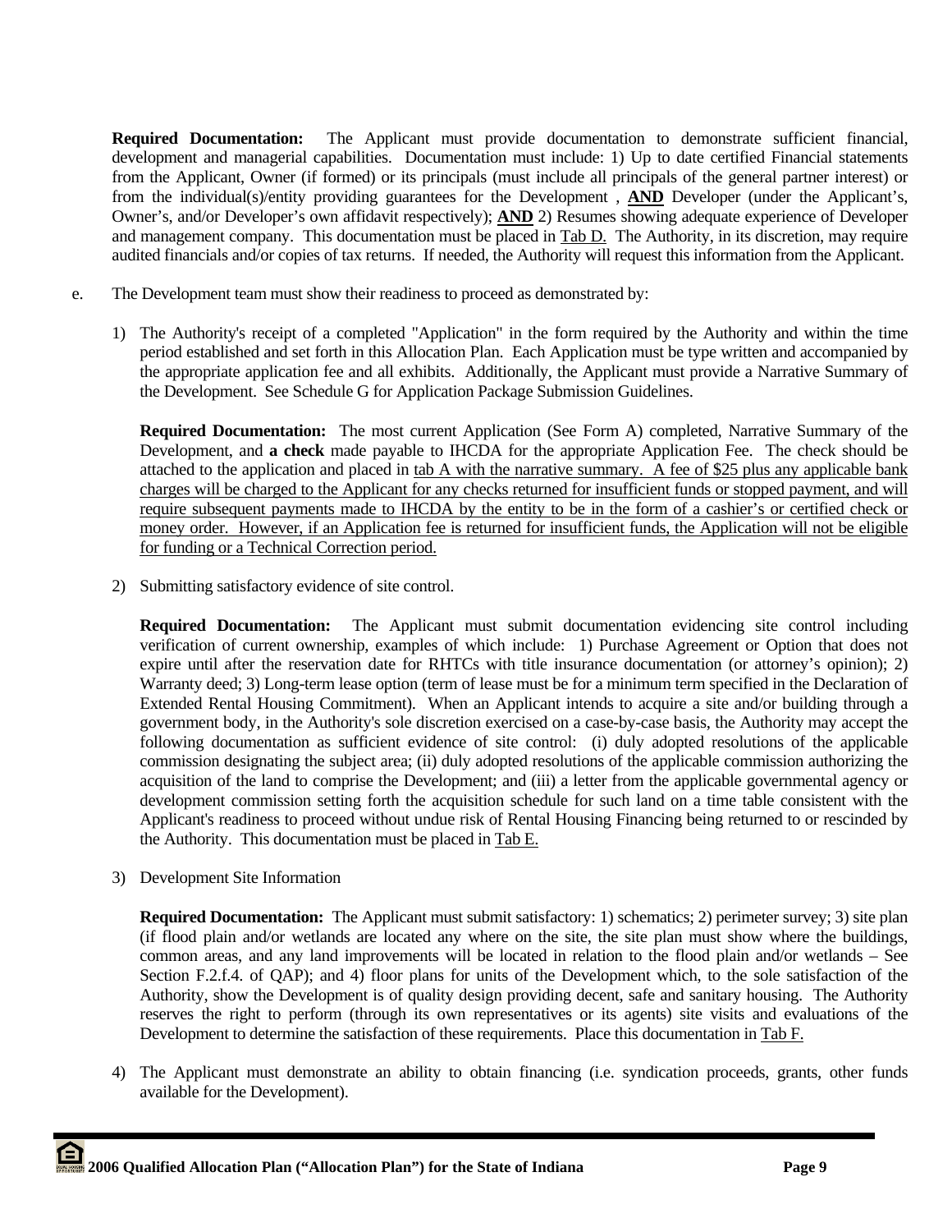**Required Documentation:** The Applicant must provide documentation to demonstrate sufficient financial, development and managerial capabilities. Documentation must include: 1) Up to date certified Financial statements from the Applicant, Owner (if formed) or its principals (must include all principals of the general partner interest) or from the individual(s)/entity providing guarantees for the Development , **AND** Developer (under the Applicant's, Owner's, and/or Developer's own affidavit respectively); **AND** 2) Resumes showing adequate experience of Developer and management company. This documentation must be placed in Tab D. The Authority, in its discretion, may require audited financials and/or copies of tax returns. If needed, the Authority will request this information from the Applicant.

e. The Development team must show their readiness to proceed as demonstrated by:

1) The Authority's receipt of a completed "Application" in the form required by the Authority and within the time period established and set forth in this Allocation Plan. Each Application must be type written and accompanied by the appropriate application fee and all exhibits. Additionally, the Applicant must provide a Narrative Summary of the Development. See Schedule G for Application Package Submission Guidelines.

   **Required Documentation:** The most current Application (See Form A) completed, Narrative Summary of the Development, and **a check** made payable to IHCDA for the appropriate Application Fee. The check should be attached to the application and placed in tab A with the narrative summary. A fee of $25 plus any applicable bank charges will be charged to the Applicant for any checks returned for insufficient funds or stopped payment, and will require subsequent payments made to IHCDA by the entity to be in the form of a cashier's or certified check or money order. However, if an Application fee is returned for insufficient funds, the Application will not be eligible for funding or a Technical Correction period.

2) Submitting satisfactory evidence of site control.

   **Required Documentation:** The Applicant must submit documentation evidencing site control including verification of current ownership, examples of which include: 1) Purchase Agreement or Option that does not expire until after the reservation date for RHTCs with title insurance documentation (or attorney's opinion); 2) Warranty deed; 3) Long-term lease option (term of lease must be for a minimum term specified in the Declaration of Extended Rental Housing Commitment). When an Applicant intends to acquire a site and/or building through a government body, in the Authority's sole discretion exercised on a case-by-case basis, the Authority may accept the following documentation as sufficient evidence of site control: (i) duly adopted resolutions of the applicable commission designating the subject area; (ii) duly adopted resolutions of the applicable commission authorizing the acquisition of the land to comprise the Development; and (iii) a letter from the applicable governmental agency or development commission setting forth the acquisition schedule for such land on a time table consistent with the Applicant's readiness to proceed without undue risk of Rental Housing Financing being returned to or rescinded by the Authority. This documentation must be placed in Tab E.

3) Development Site Information

   **Required Documentation:** The Applicant must submit satisfactory: 1) schematics; 2) perimeter survey; 3) site plan (if flood plain and/or wetlands are located any where on the site, the site plan must show where the buildings, common areas, and any land improvements will be located in relation to the flood plain and/or wetlands – See Section F.2.f.4. of QAP); and 4) floor plans for units of the Development which, to the sole satisfaction of the Authority, show the Development is of quality design providing decent, safe and sanitary housing. The Authority reserves the right to perform (through its own representatives or its agents) site visits and evaluations of the Development to determine the satisfaction of these requirements. Place this documentation in Tab F.

4) The Applicant must demonstrate an ability to obtain financing (i.e. syndication proceeds, grants, other funds available for the Development).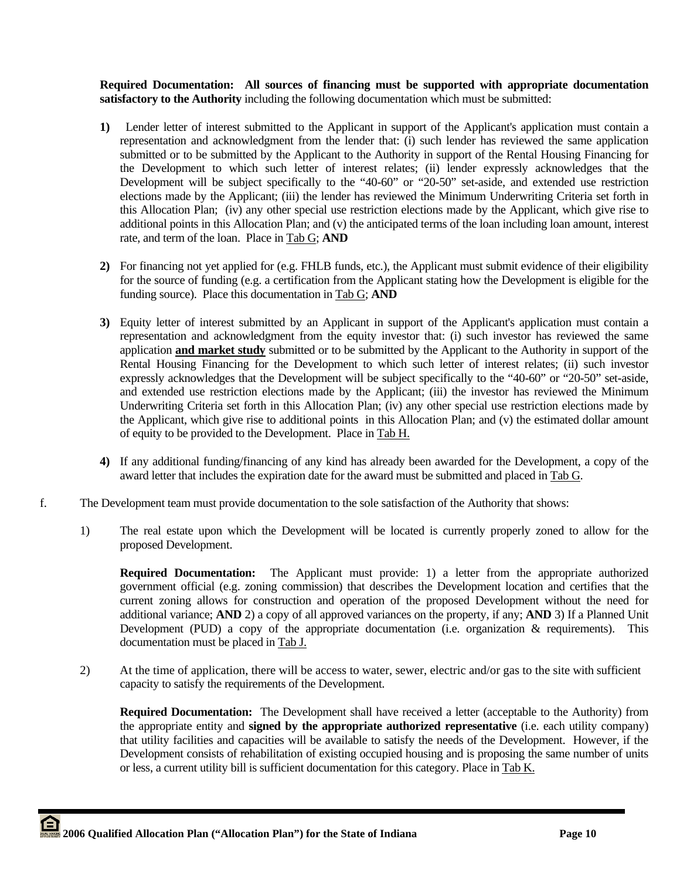**Required Documentation: All sources of financing must be supported with appropriate documentation satisfactory to the Authority** including the following documentation which must be submitted:

**1)** Lender letter of interest submitted to the Applicant in support of the Applicant's application must contain a representation and acknowledgment from the lender that: (i) such lender has reviewed the same application submitted or to be submitted by the Applicant to the Authority in support of the Rental Housing Financing for the Development to which such letter of interest relates; (ii) lender expressly acknowledges that the Development will be subject specifically to the "40-60" or "20-50" set-aside, and extended use restriction elections made by the Applicant; (iii) the lender has reviewed the Minimum Underwriting Criteria set forth in this Allocation Plan; (iv) any other special use restriction elections made by the Applicant, which give rise to additional points in this Allocation Plan; and (v) the anticipated terms of the loan including loan amount, interest rate, and term of the loan. Place in Tab G; **AND**

**2)** For financing not yet applied for (e.g. FHLB funds, etc.), the Applicant must submit evidence of their eligibility for the source of funding (e.g. a certification from the Applicant stating how the Development is eligible for the funding source). Place this documentation in Tab G; **AND**

**3)** Equity letter of interest submitted by an Applicant in support of the Applicant's application must contain a representation and acknowledgment from the equity investor that: (i) such investor has reviewed the same application **and market study** submitted or to be submitted by the Applicant to the Authority in support of the Rental Housing Financing for the Development to which such letter of interest relates; (ii) such investor expressly acknowledges that the Development will be subject specifically to the "40-60" or "20-50" set-aside, and extended use restriction elections made by the Applicant; (iii) the investor has reviewed the Minimum Underwriting Criteria set forth in this Allocation Plan; (iv) any other special use restriction elections made by the Applicant, which give rise to additional points in this Allocation Plan; and (v) the estimated dollar amount of equity to be provided to the Development. Place in Tab H.

**4)** If any additional funding/financing of any kind has already been awarded for the Development, a copy of the award letter that includes the expiration date for the award must be submitted and placed in Tab G.

f. The Development team must provide documentation to the sole satisfaction of the Authority that shows:

1) The real estate upon which the Development will be located is currently properly zoned to allow for the proposed Development.

**Required Documentation:** The Applicant must provide: 1) a letter from the appropriate authorized government official (e.g. zoning commission) that describes the Development location and certifies that the current zoning allows for construction and operation of the proposed Development without the need for additional variance; **AND** 2) a copy of all approved variances on the property, if any; **AND** 3) If a Planned Unit Development (PUD) a copy of the appropriate documentation (i.e. organization & requirements). This documentation must be placed in Tab J.

2) At the time of application, there will be access to water, sewer, electric and/or gas to the site with sufficient capacity to satisfy the requirements of the Development.

**Required Documentation:** The Development shall have received a letter (acceptable to the Authority) from the appropriate entity and **signed by the appropriate authorized representative** (i.e. each utility company) that utility facilities and capacities will be available to satisfy the needs of the Development. However, if the Development consists of rehabilitation of existing occupied housing and is proposing the same number of units or less, a current utility bill is sufficient documentation for this category. Place in Tab K.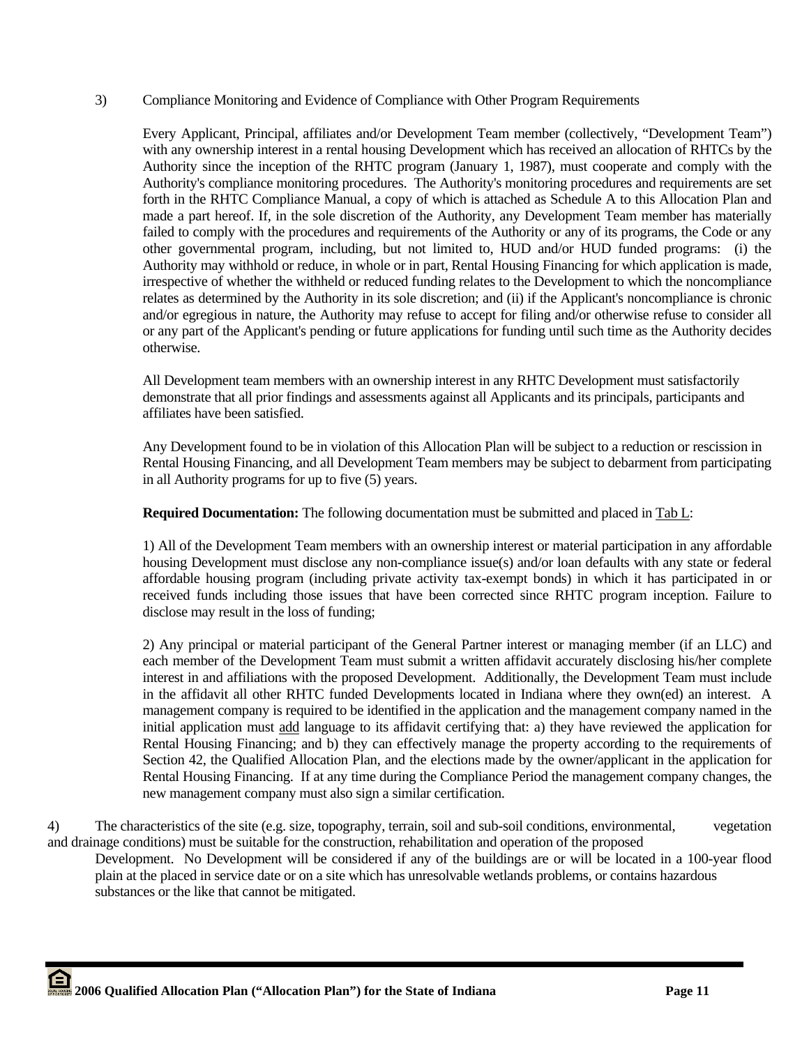3) Compliance Monitoring and Evidence of Compliance with Other Program Requirements

Every Applicant, Principal, affiliates and/or Development Team member (collectively, "Development Team") with any ownership interest in a rental housing Development which has received an allocation of RHTCs by the Authority since the inception of the RHTC program (January 1, 1987), must cooperate and comply with the Authority's compliance monitoring procedures. The Authority's monitoring procedures and requirements are set forth in the RHTC Compliance Manual, a copy of which is attached as Schedule A to this Allocation Plan and made a part hereof. If, in the sole discretion of the Authority, any Development Team member has materially failed to comply with the procedures and requirements of the Authority or any of its programs, the Code or any other governmental program, including, but not limited to, HUD and/or HUD funded programs: (i) the Authority may withhold or reduce, in whole or in part, Rental Housing Financing for which application is made, irrespective of whether the withheld or reduced funding relates to the Development to which the noncompliance relates as determined by the Authority in its sole discretion; and (ii) if the Applicant's noncompliance is chronic and/or egregious in nature, the Authority may refuse to accept for filing and/or otherwise refuse to consider all or any part of the Applicant's pending or future applications for funding until such time as the Authority decides otherwise.

All Development team members with an ownership interest in any RHTC Development must satisfactorily demonstrate that all prior findings and assessments against all Applicants and its principals, participants and affiliates have been satisfied.

Any Development found to be in violation of this Allocation Plan will be subject to a reduction or rescission in Rental Housing Financing, and all Development Team members may be subject to debarment from participating in all Authority programs for up to five (5) years.

**Required Documentation:** The following documentation must be submitted and placed in Tab L:

1) All of the Development Team members with an ownership interest or material participation in any affordable housing Development must disclose any non-compliance issue(s) and/or loan defaults with any state or federal affordable housing program (including private activity tax-exempt bonds) in which it has participated in or received funds including those issues that have been corrected since RHTC program inception. Failure to disclose may result in the loss of funding;

2) Any principal or material participant of the General Partner interest or managing member (if an LLC) and each member of the Development Team must submit a written affidavit accurately disclosing his/her complete interest in and affiliations with the proposed Development. Additionally, the Development Team must include in the affidavit all other RHTC funded Developments located in Indiana where they own(ed) an interest. A management company is required to be identified in the application and the management company named in the initial application must add language to its affidavit certifying that: a) they have reviewed the application for Rental Housing Financing; and b) they can effectively manage the property according to the requirements of Section 42, the Qualified Allocation Plan, and the elections made by the owner/applicant in the application for Rental Housing Financing. If at any time during the Compliance Period the management company changes, the new management company must also sign a similar certification.

4) The characteristics of the site (e.g. size, topography, terrain, soil and sub-soil conditions, environmental, vegetation and drainage conditions) must be suitable for the construction, rehabilitation and operation of the proposed Development. No Development will be considered if any of the buildings are or will be located in a 100-year flood plain at the placed in service date or on a site which has unresolvable wetlands problems, or contains hazardous substances or the like that cannot be mitigated.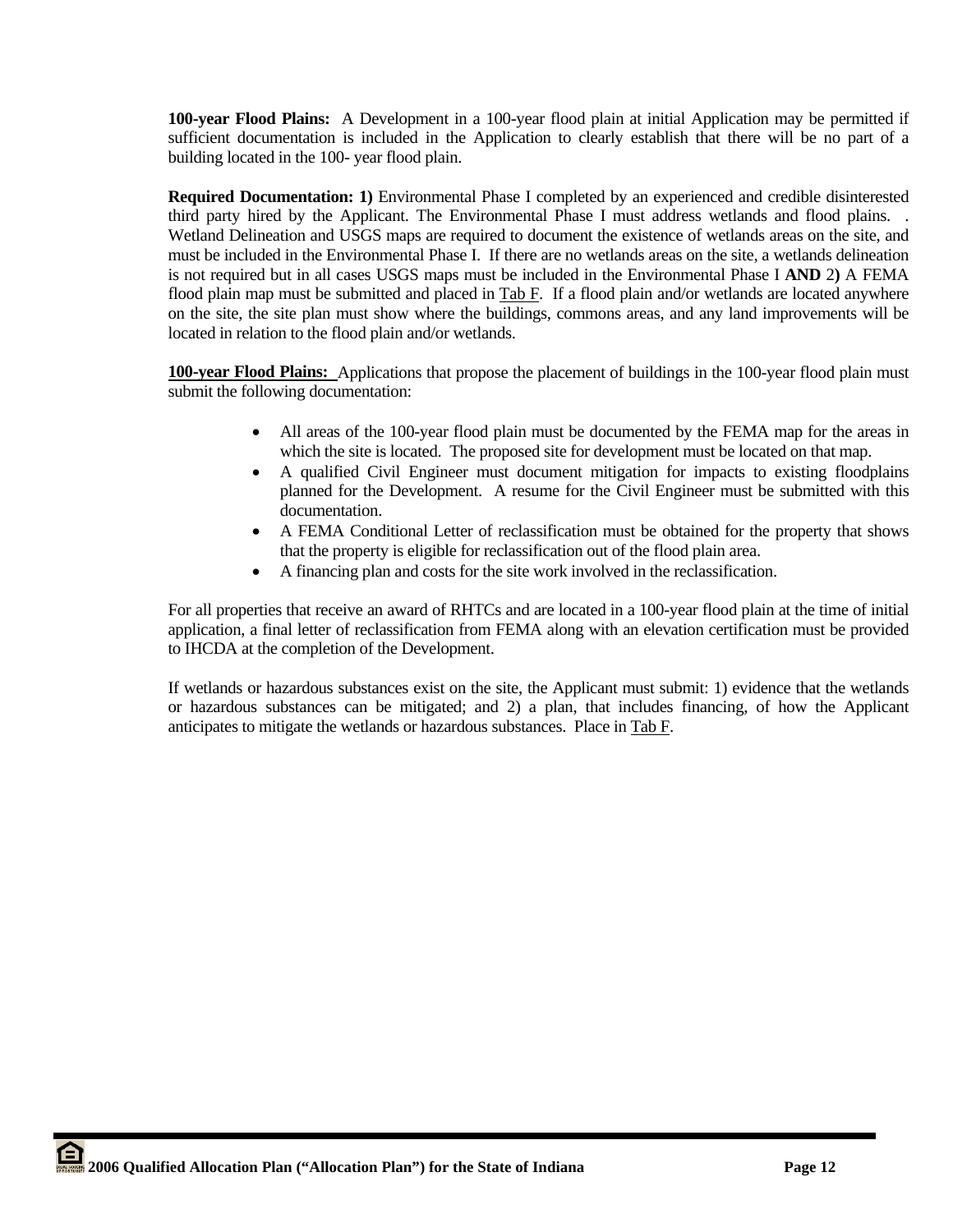**100-year Flood Plains:** A Development in a 100-year flood plain at initial Application may be permitted if sufficient documentation is included in the Application to clearly establish that there will be no part of a building located in the 100- year flood plain.

**Required Documentation: 1)** Environmental Phase I completed by an experienced and credible disinterested third party hired by the Applicant. The Environmental Phase I must address wetlands and flood plains. . Wetland Delineation and USGS maps are required to document the existence of wetlands areas on the site, and must be included in the Environmental Phase I. If there are no wetlands areas on the site, a wetlands delineation is not required but in all cases USGS maps must be included in the Environmental Phase I **AND** 2**)** A FEMA flood plain map must be submitted and placed in Tab F. If a flood plain and/or wetlands are located anywhere on the site, the site plan must show where the buildings, commons areas, and any land improvements will be located in relation to the flood plain and/or wetlands.

**100-year Flood Plains:** Applications that propose the placement of buildings in the 100-year flood plain must submit the following documentation:

- All areas of the 100-year flood plain must be documented by the FEMA map for the areas in which the site is located. The proposed site for development must be located on that map.
- A qualified Civil Engineer must document mitigation for impacts to existing floodplains planned for the Development. A resume for the Civil Engineer must be submitted with this documentation.
- A FEMA Conditional Letter of reclassification must be obtained for the property that shows that the property is eligible for reclassification out of the flood plain area.
- A financing plan and costs for the site work involved in the reclassification.

For all properties that receive an award of RHTCs and are located in a 100-year flood plain at the time of initial application, a final letter of reclassification from FEMA along with an elevation certification must be provided to IHCDA at the completion of the Development.

If wetlands or hazardous substances exist on the site, the Applicant must submit: 1) evidence that the wetlands or hazardous substances can be mitigated; and 2) a plan, that includes financing, of how the Applicant anticipates to mitigate the wetlands or hazardous substances. Place in Tab F.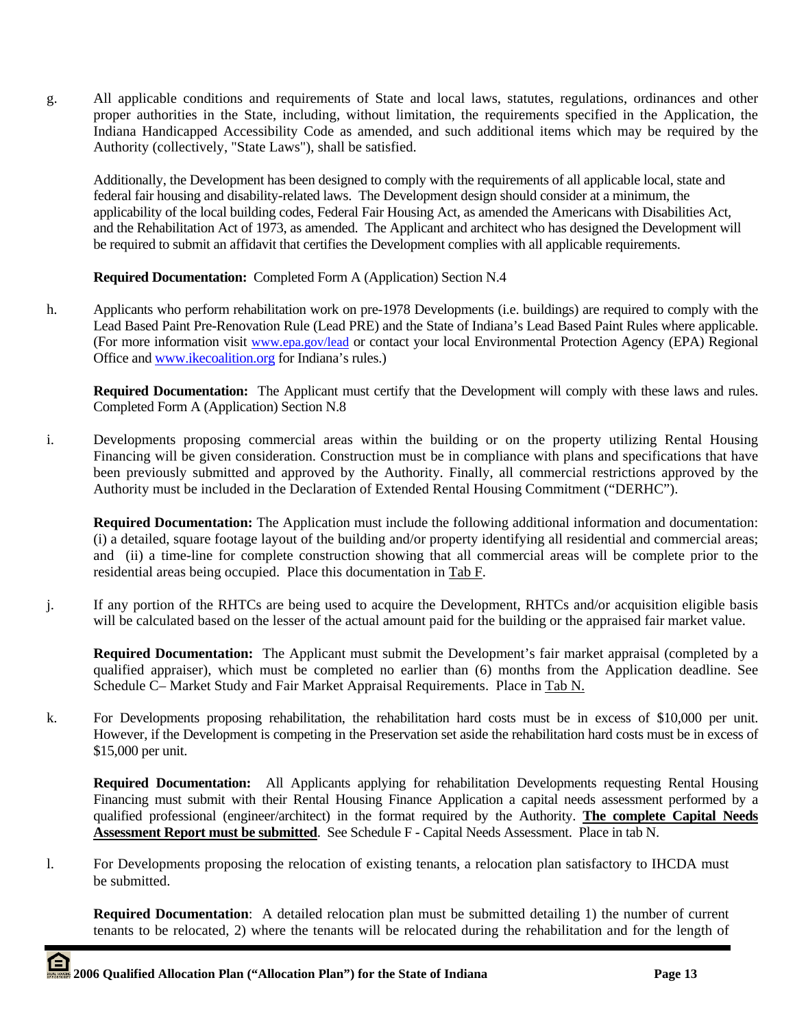g. All applicable conditions and requirements of State and local laws, statutes, regulations, ordinances and other proper authorities in the State, including, without limitation, the requirements specified in the Application, the Indiana Handicapped Accessibility Code as amended, and such additional items which may be required by the Authority (collectively, "State Laws"), shall be satisfied.

   Additionally, the Development has been designed to comply with the requirements of all applicable local, state and federal fair housing and disability-related laws. The Development design should consider at a minimum, the applicability of the local building codes, Federal Fair Housing Act, as amended the Americans with Disabilities Act, and the Rehabilitation Act of 1973, as amended. The Applicant and architect who has designed the Development will be required to submit an affidavit that certifies the Development complies with all applicable requirements.

   **Required Documentation:** Completed Form A (Application) Section N.4

h. Applicants who perform rehabilitation work on pre-1978 Developments (i.e. buildings) are required to comply with the Lead Based Paint Pre-Renovation Rule (Lead PRE) and the State of Indiana's Lead Based Paint Rules where applicable. (For more information visit www.epa.gov/lead or contact your local Environmental Protection Agency (EPA) Regional Office and www.ikecoalition.org for Indiana's rules.)

   **Required Documentation:** The Applicant must certify that the Development will comply with these laws and rules. Completed Form A (Application) Section N.8

i. Developments proposing commercial areas within the building or on the property utilizing Rental Housing Financing will be given consideration. Construction must be in compliance with plans and specifications that have been previously submitted and approved by the Authority. Finally, all commercial restrictions approved by the Authority must be included in the Declaration of Extended Rental Housing Commitment ("DERHC").

   **Required Documentation:** The Application must include the following additional information and documentation: (i) a detailed, square footage layout of the building and/or property identifying all residential and commercial areas; and (ii) a time-line for complete construction showing that all commercial areas will be complete prior to the residential areas being occupied. Place this documentation in Tab F.

j. If any portion of the RHTCs are being used to acquire the Development, RHTCs and/or acquisition eligible basis will be calculated based on the lesser of the actual amount paid for the building or the appraised fair market value.

   **Required Documentation:** The Applicant must submit the Development's fair market appraisal (completed by a qualified appraiser), which must be completed no earlier than (6) months from the Application deadline. See Schedule C– Market Study and Fair Market Appraisal Requirements. Place in Tab N.

k. For Developments proposing rehabilitation, the rehabilitation hard costs must be in excess of $10,000 per unit. However, if the Development is competing in the Preservation set aside the rehabilitation hard costs must be in excess of $15,000 per unit.

   **Required Documentation:** All Applicants applying for rehabilitation Developments requesting Rental Housing Financing must submit with their Rental Housing Finance Application a capital needs assessment performed by a qualified professional (engineer/architect) in the format required by the Authority. **The complete Capital Needs Assessment Report must be submitted**. See Schedule F - Capital Needs Assessment. Place in tab N.

l. For Developments proposing the relocation of existing tenants, a relocation plan satisfactory to IHCDA must be submitted.

   **Required Documentation**: A detailed relocation plan must be submitted detailing 1) the number of current tenants to be relocated, 2) where the tenants will be relocated during the rehabilitation and for the length of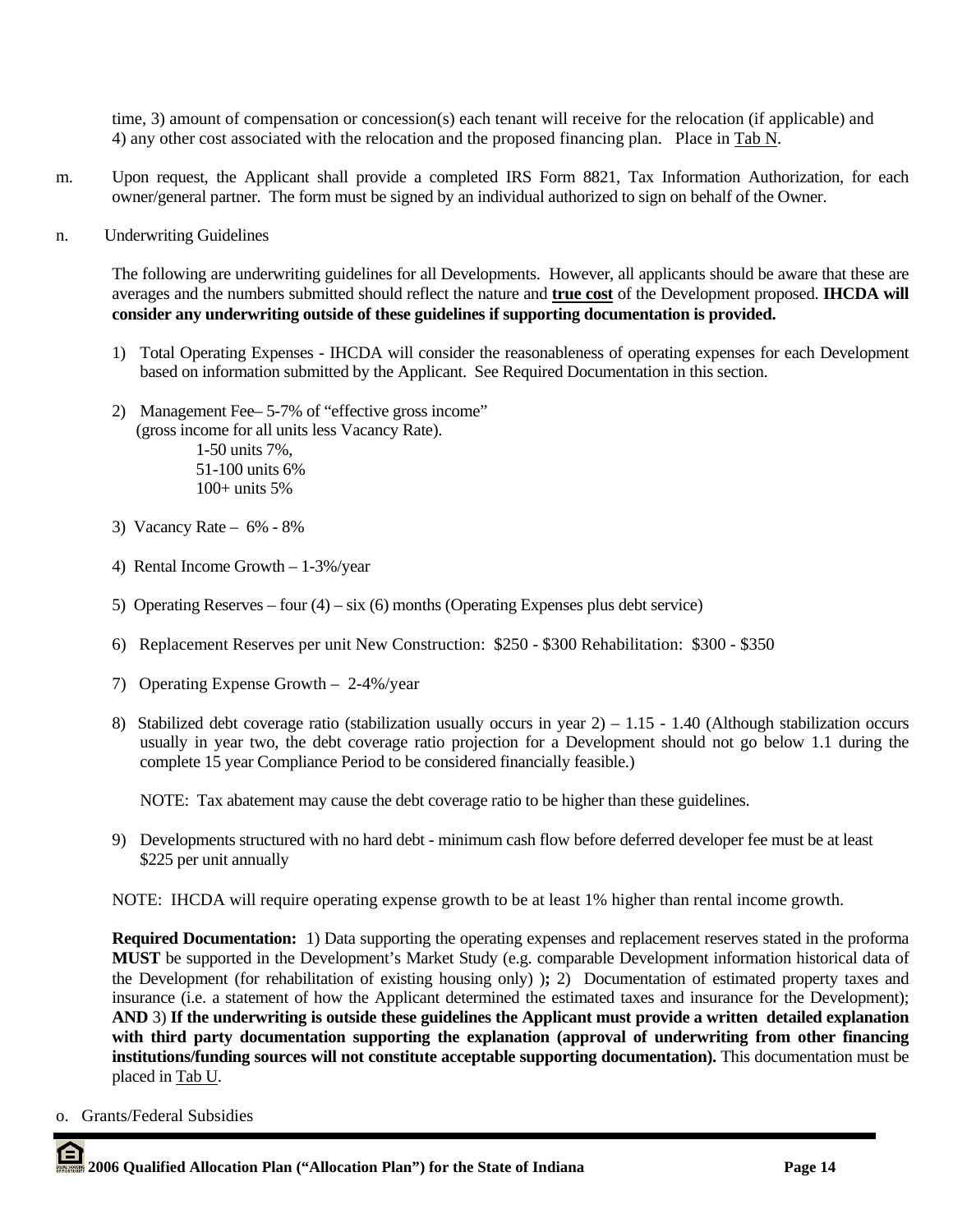time, 3) amount of compensation or concession(s) each tenant will receive for the relocation (if applicable) and 4) any other cost associated with the relocation and the proposed financing plan. Place in Tab N.

m. Upon request, the Applicant shall provide a completed IRS Form 8821, Tax Information Authorization, for each owner/general partner. The form must be signed by an individual authorized to sign on behalf of the Owner.

n. Underwriting Guidelines

The following are underwriting guidelines for all Developments. However, all applicants should be aware that these are averages and the numbers submitted should reflect the nature and **true cost** of the Development proposed. **IHCDA will consider any underwriting outside of these guidelines if supporting documentation is provided.**

1) Total Operating Expenses - IHCDA will consider the reasonableness of operating expenses for each Development based on information submitted by the Applicant. See Required Documentation in this section.

2) Management Fee– 5-7% of "effective gross income" (gross income for all units less Vacancy Rate).
   - 1-50 units 7%,
   - 51-100 units 6%
   - 100+ units 5%

3) Vacancy Rate – 6% - 8%

4) Rental Income Growth – 1-3%/year

5) Operating Reserves – four (4) – six (6) months (Operating Expenses plus debt service)

6) Replacement Reserves per unit New Construction: $250 - $300 Rehabilitation: $300 - $350

7) Operating Expense Growth – 2-4%/year

8) Stabilized debt coverage ratio (stabilization usually occurs in year 2) – 1.15 - 1.40 (Although stabilization occurs usually in year two, the debt coverage ratio projection for a Development should not go below 1.1 during the complete 15 year Compliance Period to be considered financially feasible.)

   NOTE: Tax abatement may cause the debt coverage ratio to be higher than these guidelines.

9) Developments structured with no hard debt - minimum cash flow before deferred developer fee must be at least $225 per unit annually

NOTE: IHCDA will require operating expense growth to be at least 1% higher than rental income growth.

**Required Documentation:** 1) Data supporting the operating expenses and replacement reserves stated in the proforma **MUST** be supported in the Development's Market Study (e.g. comparable Development information historical data of the Development (for rehabilitation of existing housing only) )**;** 2) Documentation of estimated property taxes and insurance (i.e. a statement of how the Applicant determined the estimated taxes and insurance for the Development); **AND** 3) **If the underwriting is outside these guidelines the Applicant must provide a written detailed explanation with third party documentation supporting the explanation (approval of underwriting from other financing institutions/funding sources will not constitute acceptable supporting documentation).** This documentation must be placed in Tab U.

o. Grants/Federal Subsidies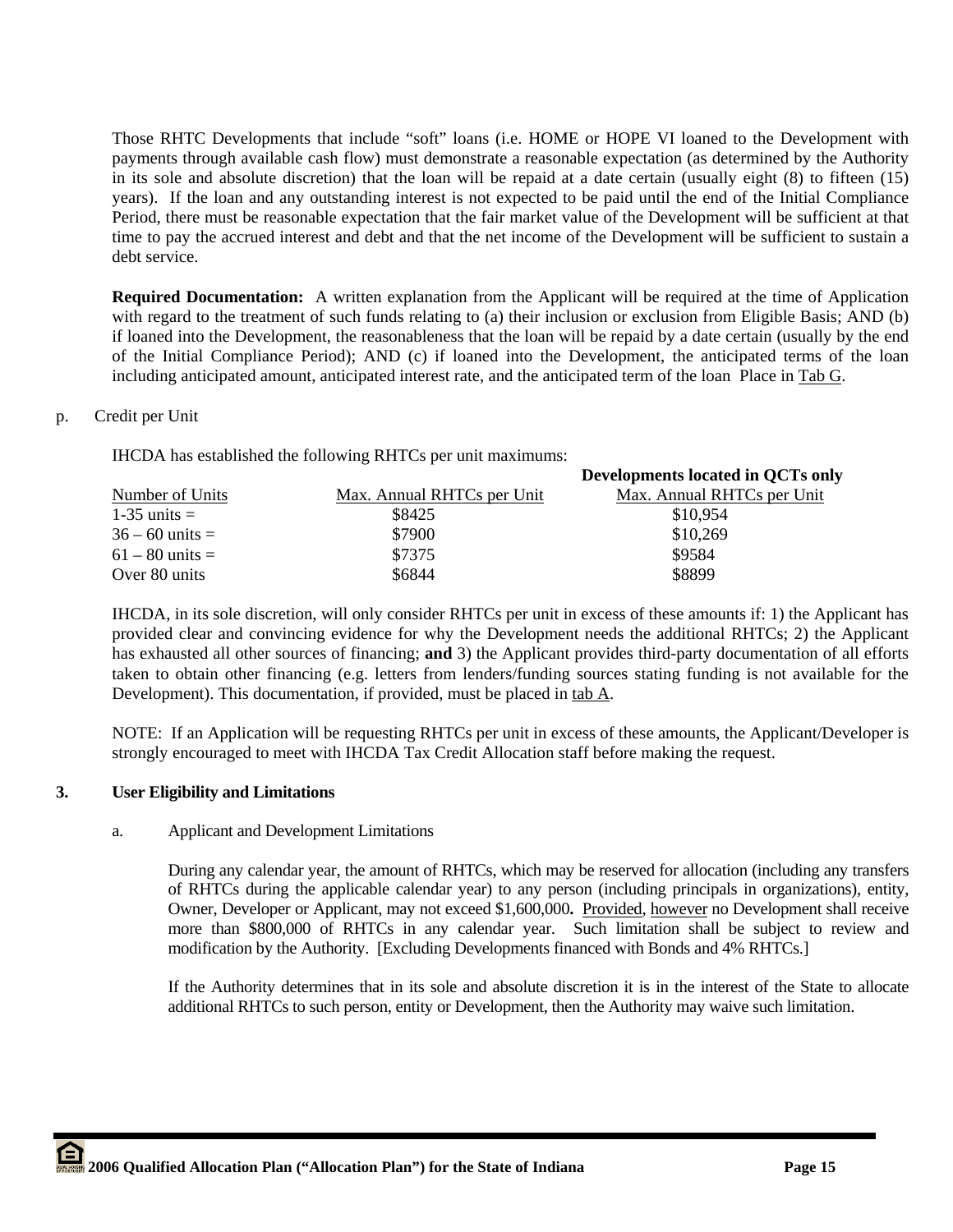Those RHTC Developments that include "soft" loans (i.e. HOME or HOPE VI loaned to the Development with payments through available cash flow) must demonstrate a reasonable expectation (as determined by the Authority in its sole and absolute discretion) that the loan will be repaid at a date certain (usually eight (8) to fifteen (15) years). If the loan and any outstanding interest is not expected to be paid until the end of the Initial Compliance Period, there must be reasonable expectation that the fair market value of the Development will be sufficient at that time to pay the accrued interest and debt and that the net income of the Development will be sufficient to sustain a debt service.

**Required Documentation:** A written explanation from the Applicant will be required at the time of Application with regard to the treatment of such funds relating to (a) their inclusion or exclusion from Eligible Basis; AND (b) if loaned into the Development, the reasonableness that the loan will be repaid by a date certain (usually by the end of the Initial Compliance Period); AND (c) if loaned into the Development, the anticipated terms of the loan including anticipated amount, anticipated interest rate, and the anticipated term of the loan Place in Tab G.

p. Credit per Unit

IHCDA has established the following RHTCs per unit maximums:

| Number of Units | Max. Annual RHTCs per Unit | **Developments located in QCTs only** Max. Annual RHTCs per Unit |
|---|---|---|
| 1-35 units = | $8425 | $10,954 |
| 36 – 60 units = | $7900 | $10,269 |
| 61 – 80 units = | $7375 | $9584 |
| Over 80 units | $6844 | $8899 |

IHCDA, in its sole discretion, will only consider RHTCs per unit in excess of these amounts if: 1) the Applicant has provided clear and convincing evidence for why the Development needs the additional RHTCs; 2) the Applicant has exhausted all other sources of financing; **and** 3) the Applicant provides third-party documentation of all efforts taken to obtain other financing (e.g. letters from lenders/funding sources stating funding is not available for the Development). This documentation, if provided, must be placed in tab A.

NOTE: If an Application will be requesting RHTCs per unit in excess of these amounts, the Applicant/Developer is strongly encouraged to meet with IHCDA Tax Credit Allocation staff before making the request.

### 3. User Eligibility and Limitations

a. Applicant and Development Limitations

During any calendar year, the amount of RHTCs, which may be reserved for allocation (including any transfers of RHTCs during the applicable calendar year) to any person (including principals in organizations), entity, Owner, Developer or Applicant, may not exceed $1,600,000**.** Provided, however no Development shall receive more than $800,000 of RHTCs in any calendar year. Such limitation shall be subject to review and modification by the Authority. [Excluding Developments financed with Bonds and 4% RHTCs.]

If the Authority determines that in its sole and absolute discretion it is in the interest of the State to allocate additional RHTCs to such person, entity or Development, then the Authority may waive such limitation.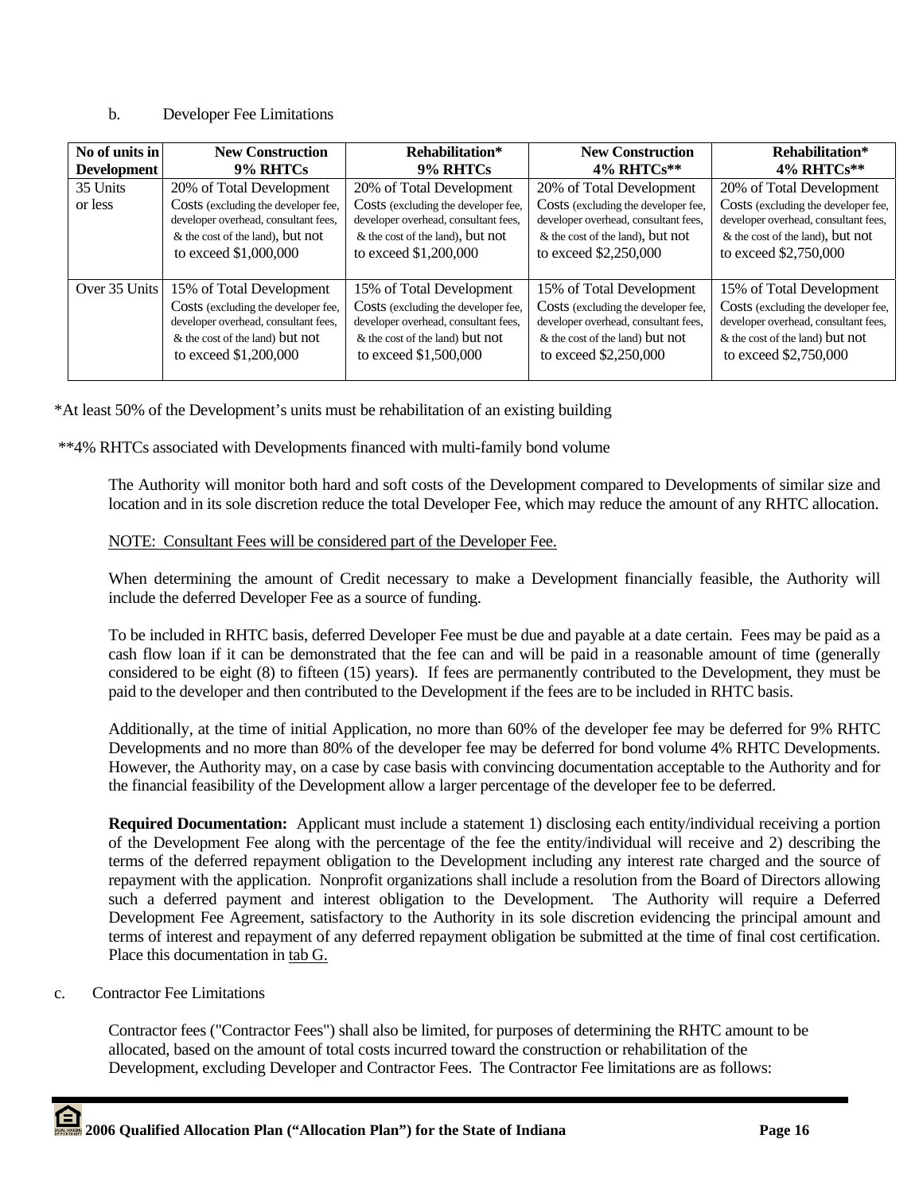b. Developer Fee Limitations

| No of units in Development | New Construction 9% RHTCs | Rehabilitation* 9% RHTCs | New Construction 4% RHTCs** | Rehabilitation* 4% RHTCs** |
|---|---|---|---|---|
| 35 Units or less | 20% of Total Development Costs (excluding the developer fee, developer overhead, consultant fees, & the cost of the land), but not to exceed $1,000,000 | 20% of Total Development Costs (excluding the developer fee, developer overhead, consultant fees, & the cost of the land), but not to exceed $1,200,000 | 20% of Total Development Costs (excluding the developer fee, developer overhead, consultant fees, & the cost of the land), but not to exceed $2,250,000 | 20% of Total Development Costs (excluding the developer fee, developer overhead, consultant fees, & the cost of the land), but not to exceed $2,750,000 |
| Over 35 Units | 15% of Total Development Costs (excluding the developer fee, developer overhead, consultant fees, & the cost of the land) but not to exceed $1,200,000 | 15% of Total Development Costs (excluding the developer fee, developer overhead, consultant fees, & the cost of the land) but not to exceed $1,500,000 | 15% of Total Development Costs (excluding the developer fee, developer overhead, consultant fees, & the cost of the land) but not to exceed $2,250,000 | 15% of Total Development Costs (excluding the developer fee, developer overhead, consultant fees, & the cost of the land) but not to exceed $2,750,000 |

*At least 50% of the Development's units must be rehabilitation of an existing building

**4% RHTCs associated with Developments financed with multi-family bond volume

The Authority will monitor both hard and soft costs of the Development compared to Developments of similar size and location and in its sole discretion reduce the total Developer Fee, which may reduce the amount of any RHTC allocation.

NOTE: Consultant Fees will be considered part of the Developer Fee.

When determining the amount of Credit necessary to make a Development financially feasible, the Authority will include the deferred Developer Fee as a source of funding.

To be included in RHTC basis, deferred Developer Fee must be due and payable at a date certain. Fees may be paid as a cash flow loan if it can be demonstrated that the fee can and will be paid in a reasonable amount of time (generally considered to be eight (8) to fifteen (15) years). If fees are permanently contributed to the Development, they must be paid to the developer and then contributed to the Development if the fees are to be included in RHTC basis.

Additionally, at the time of initial Application, no more than 60% of the developer fee may be deferred for 9% RHTC Developments and no more than 80% of the developer fee may be deferred for bond volume 4% RHTC Developments. However, the Authority may, on a case by case basis with convincing documentation acceptable to the Authority and for the financial feasibility of the Development allow a larger percentage of the developer fee to be deferred.

**Required Documentation:** Applicant must include a statement 1) disclosing each entity/individual receiving a portion of the Development Fee along with the percentage of the fee the entity/individual will receive and 2) describing the terms of the deferred repayment obligation to the Development including any interest rate charged and the source of repayment with the application. Nonprofit organizations shall include a resolution from the Board of Directors allowing such a deferred payment and interest obligation to the Development. The Authority will require a Deferred Development Fee Agreement, satisfactory to the Authority in its sole discretion evidencing the principal amount and terms of interest and repayment of any deferred repayment obligation be submitted at the time of final cost certification. Place this documentation in tab G.

c. Contractor Fee Limitations

Contractor fees ("Contractor Fees") shall also be limited, for purposes of determining the RHTC amount to be allocated, based on the amount of total costs incurred toward the construction or rehabilitation of the Development, excluding Developer and Contractor Fees. The Contractor Fee limitations are as follows: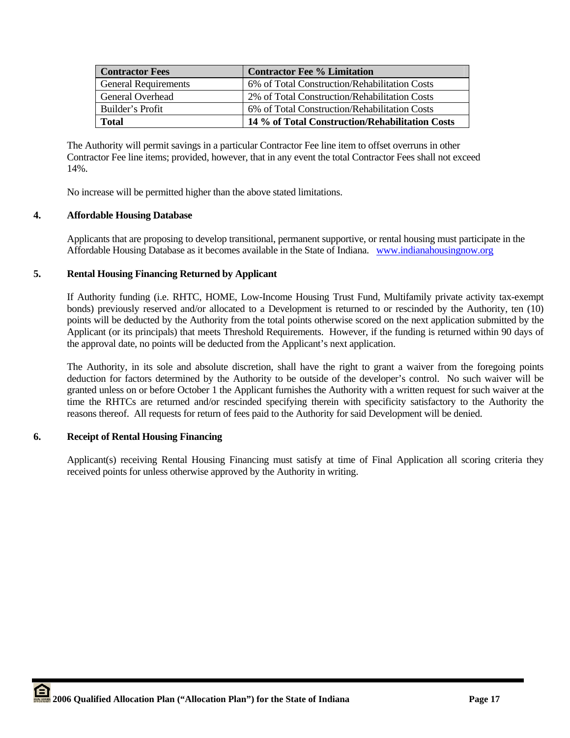| **Contractor Fees** | **Contractor Fee % Limitation** |
|---|---|
| General Requirements | 6% of Total Construction/Rehabilitation Costs |
| General Overhead | 2% of Total Construction/Rehabilitation Costs |
| Builder's Profit | 6% of Total Construction/Rehabilitation Costs |
| **Total** | **14 % of Total Construction/Rehabilitation Costs** |

The Authority will permit savings in a particular Contractor Fee line item to offset overruns in other Contractor Fee line items; provided, however, that in any event the total Contractor Fees shall not exceed 14%.

No increase will be permitted higher than the above stated limitations.

### 4. Affordable Housing Database

Applicants that are proposing to develop transitional, permanent supportive, or rental housing must participate in the Affordable Housing Database as it becomes available in the State of Indiana. www.indianahousingnow.org

### 5. Rental Housing Financing Returned by Applicant

If Authority funding (i.e. RHTC, HOME, Low-Income Housing Trust Fund, Multifamily private activity tax-exempt bonds) previously reserved and/or allocated to a Development is returned to or rescinded by the Authority, ten (10) points will be deducted by the Authority from the total points otherwise scored on the next application submitted by the Applicant (or its principals) that meets Threshold Requirements. However, if the funding is returned within 90 days of the approval date, no points will be deducted from the Applicant's next application.

The Authority, in its sole and absolute discretion, shall have the right to grant a waiver from the foregoing points deduction for factors determined by the Authority to be outside of the developer's control. No such waiver will be granted unless on or before October 1 the Applicant furnishes the Authority with a written request for such waiver at the time the RHTCs are returned and/or rescinded specifying therein with specificity satisfactory to the Authority the reasons thereof. All requests for return of fees paid to the Authority for said Development will be denied.

### 6. Receipt of Rental Housing Financing

Applicant(s) receiving Rental Housing Financing must satisfy at time of Final Application all scoring criteria they received points for unless otherwise approved by the Authority in writing.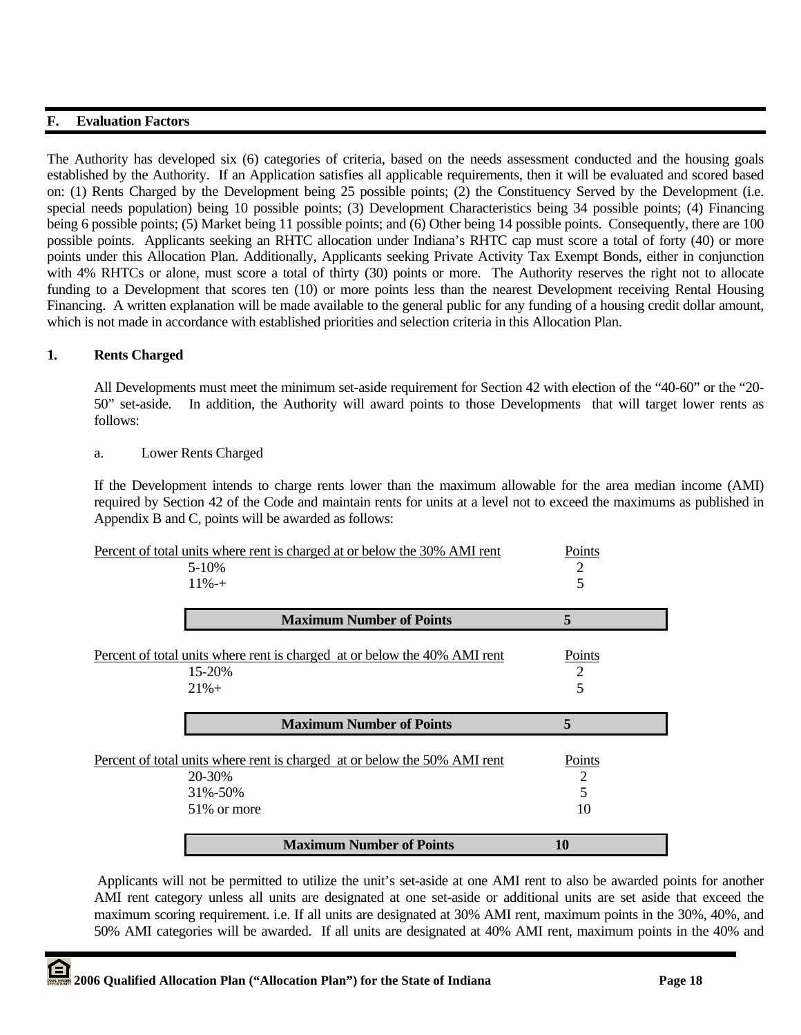## F. Evaluation Factors

The Authority has developed six (6) categories of criteria, based on the needs assessment conducted and the housing goals established by the Authority. If an Application satisfies all applicable requirements, then it will be evaluated and scored based on: (1) Rents Charged by the Development being 25 possible points; (2) the Constituency Served by the Development (i.e. special needs population) being 10 possible points; (3) Development Characteristics being 34 possible points; (4) Financing being 6 possible points; (5) Market being 11 possible points; and (6) Other being 14 possible points. Consequently, there are 100 possible points. Applicants seeking an RHTC allocation under Indiana's RHTC cap must score a total of forty (40) or more points under this Allocation Plan. Additionally, Applicants seeking Private Activity Tax Exempt Bonds, either in conjunction with 4% RHTCs or alone, must score a total of thirty (30) points or more. The Authority reserves the right not to allocate funding to a Development that scores ten (10) or more points less than the nearest Development receiving Rental Housing Financing. A written explanation will be made available to the general public for any funding of a housing credit dollar amount, which is not made in accordance with established priorities and selection criteria in this Allocation Plan.

### 1. Rents Charged

All Developments must meet the minimum set-aside requirement for Section 42 with election of the "40-60" or the "20-50" set-aside. In addition, the Authority will award points to those Developments that will target lower rents as follows:

a. Lower Rents Charged

If the Development intends to charge rents lower than the maximum allowable for the area median income (AMI) required by Section 42 of the Code and maintain rents for units at a level not to exceed the maximums as published in Appendix B and C, points will be awarded as follows:

| Percent of total units where rent is charged at or below the 30% AMI rent | Points |
|---|---|
| 5-10% | 2 |
| 11%-+ | 5 |
| **Maximum Number of Points** | **5** |

| Percent of total units where rent is charged at or below the 40% AMI rent | Points |
|---|---|
| 15-20% | 2 |
| 21%+ | 5 |
| **Maximum Number of Points** | **5** |

| Percent of total units where rent is charged at or below the 50% AMI rent | Points |
|---|---|
| 20-30% | 2 |
| 31%-50% | 5 |
| 51% or more | 10 |
| **Maximum Number of Points** | **10** |

Applicants will not be permitted to utilize the unit's set-aside at one AMI rent to also be awarded points for another AMI rent category unless all units are designated at one set-aside or additional units are set aside that exceed the maximum scoring requirement. i.e. If all units are designated at 30% AMI rent, maximum points in the 30%, 40%, and 50% AMI categories will be awarded. If all units are designated at 40% AMI rent, maximum points in the 40% and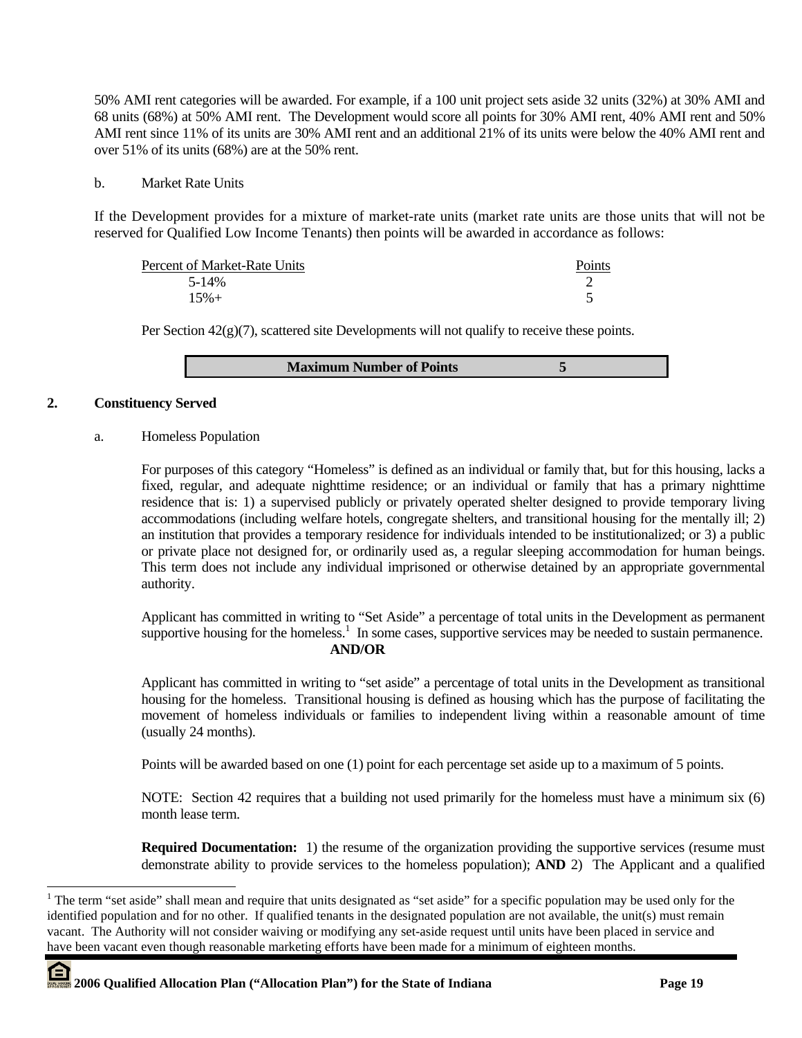50% AMI rent categories will be awarded. For example, if a 100 unit project sets aside 32 units (32%) at 30% AMI and 68 units (68%) at 50% AMI rent. The Development would score all points for 30% AMI rent, 40% AMI rent and 50% AMI rent since 11% of its units are 30% AMI rent and an additional 21% of its units were below the 40% AMI rent and over 51% of its units (68%) are at the 50% rent.

b. Market Rate Units

If the Development provides for a mixture of market-rate units (market rate units are those units that will not be reserved for Qualified Low Income Tenants) then points will be awarded in accordance as follows:

| Percent of Market-Rate Units | Points |
|---|---|
| 5-14% | 2 |
| 15%+ | 5 |

Per Section 42(g)(7), scattered site Developments will not qualify to receive these points.

| **Maximum Number of Points** | **5** |
|---|---|

## 2. Constituency Served

a. Homeless Population

For purposes of this category "Homeless" is defined as an individual or family that, but for this housing, lacks a fixed, regular, and adequate nighttime residence; or an individual or family that has a primary nighttime residence that is: 1) a supervised publicly or privately operated shelter designed to provide temporary living accommodations (including welfare hotels, congregate shelters, and transitional housing for the mentally ill; 2) an institution that provides a temporary residence for individuals intended to be institutionalized; or 3) a public or private place not designed for, or ordinarily used as, a regular sleeping accommodation for human beings. This term does not include any individual imprisoned or otherwise detained by an appropriate governmental authority.

Applicant has committed in writing to "Set Aside" a percentage of total units in the Development as permanent supportive housing for the homeless.[1] In some cases, supportive services may be needed to sustain permanence.

**AND/OR**

Applicant has committed in writing to "set aside" a percentage of total units in the Development as transitional housing for the homeless. Transitional housing is defined as housing which has the purpose of facilitating the movement of homeless individuals or families to independent living within a reasonable amount of time (usually 24 months).

Points will be awarded based on one (1) point for each percentage set aside up to a maximum of 5 points.

NOTE: Section 42 requires that a building not used primarily for the homeless must have a minimum six (6) month lease term.

**Required Documentation:** 1) the resume of the organization providing the supportive services (resume must demonstrate ability to provide services to the homeless population); **AND** 2) The Applicant and a qualified

[1] The term "set aside" shall mean and require that units designated as "set aside" for a specific population may be used only for the identified population and for no other. If qualified tenants in the designated population are not available, the unit(s) must remain vacant. The Authority will not consider waiving or modifying any set-aside request until units have been placed in service and have been vacant even though reasonable marketing efforts have been made for a minimum of eighteen months.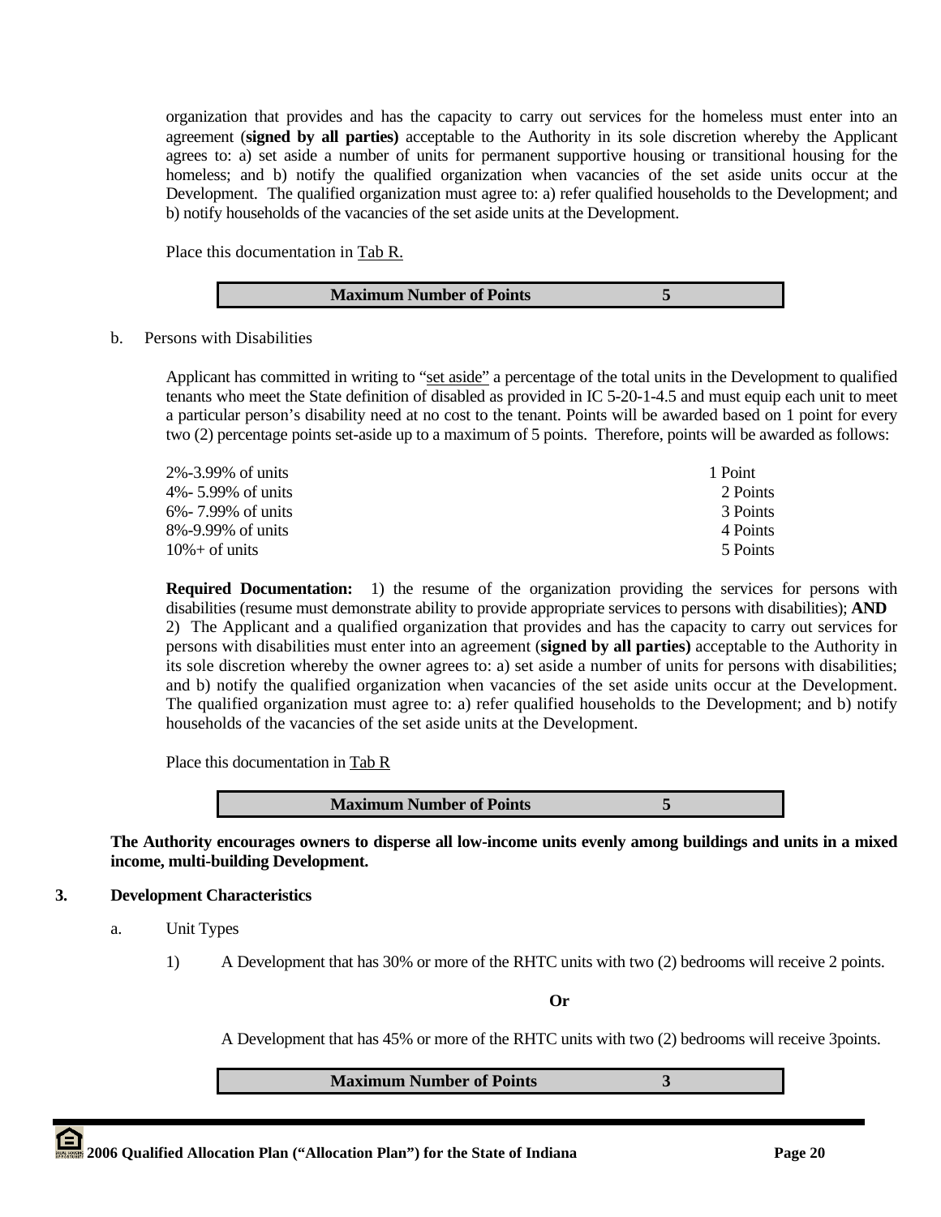organization that provides and has the capacity to carry out services for the homeless must enter into an agreement (**signed by all parties)** acceptable to the Authority in its sole discretion whereby the Applicant agrees to: a) set aside a number of units for permanent supportive housing or transitional housing for the homeless; and b) notify the qualified organization when vacancies of the set aside units occur at the Development. The qualified organization must agree to: a) refer qualified households to the Development; and b) notify households of the vacancies of the set aside units at the Development.

Place this documentation in Tab R.

| **Maximum Number of Points** | **5** |
|---|---|

b. Persons with Disabilities

Applicant has committed in writing to "set aside" a percentage of the total units in the Development to qualified tenants who meet the State definition of disabled as provided in IC 5-20-1-4.5 and must equip each unit to meet a particular person's disability need at no cost to the tenant. Points will be awarded based on 1 point for every two (2) percentage points set-aside up to a maximum of 5 points. Therefore, points will be awarded as follows:

| | |
|---|---|
| 2%-3.99% of units | 1 Point |
| 4%- 5.99% of units | 2 Points |
| 6%- 7.99% of units | 3 Points |
| 8%-9.99% of units | 4 Points |
| 10%+ of units | 5 Points |

**Required Documentation:** 1) the resume of the organization providing the services for persons with disabilities (resume must demonstrate ability to provide appropriate services to persons with disabilities); **AND** 2) The Applicant and a qualified organization that provides and has the capacity to carry out services for persons with disabilities must enter into an agreement (**signed by all parties)** acceptable to the Authority in its sole discretion whereby the owner agrees to: a) set aside a number of units for persons with disabilities; and b) notify the qualified organization when vacancies of the set aside units occur at the Development. The qualified organization must agree to: a) refer qualified households to the Development; and b) notify households of the vacancies of the set aside units at the Development.

Place this documentation in Tab R

| **Maximum Number of Points** | **5** |
|---|---|

**The Authority encourages owners to disperse all low-income units evenly among buildings and units in a mixed income, multi-building Development.**

## 3. Development Characteristics

a. Unit Types

1) A Development that has 30% or more of the RHTC units with two (2) bedrooms will receive 2 points.

**Or**

A Development that has 45% or more of the RHTC units with two (2) bedrooms will receive 3points.

| **Maximum Number of Points** | **3** |
|---|---|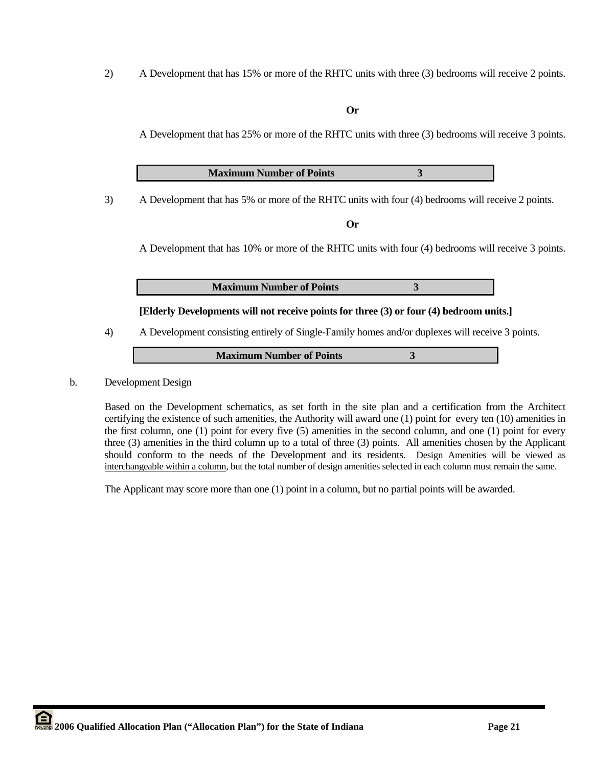2) A Development that has 15% or more of the RHTC units with three (3) bedrooms will receive 2 points.

**Or**

A Development that has 25% or more of the RHTC units with three (3) bedrooms will receive 3 points.

| **Maximum Number of Points** | **3** |
|---|---|

3) A Development that has 5% or more of the RHTC units with four (4) bedrooms will receive 2 points.

**Or**

A Development that has 10% or more of the RHTC units with four (4) bedrooms will receive 3 points.

| **Maximum Number of Points** | **3** |
|---|---|

**[Elderly Developments will not receive points for three (3) or four (4) bedroom units.]**

4) A Development consisting entirely of Single-Family homes and/or duplexes will receive 3 points.

| **Maximum Number of Points** | **3** |
|---|---|

b. Development Design

Based on the Development schematics, as set forth in the site plan and a certification from the Architect certifying the existence of such amenities, the Authority will award one (1) point for every ten (10) amenities in the first column, one (1) point for every five (5) amenities in the second column, and one (1) point for every three (3) amenities in the third column up to a total of three (3) points. All amenities chosen by the Applicant should conform to the needs of the Development and its residents. Design Amenities will be viewed as interchangeable within a column, but the total number of design amenities selected in each column must remain the same.

The Applicant may score more than one (1) point in a column, but no partial points will be awarded.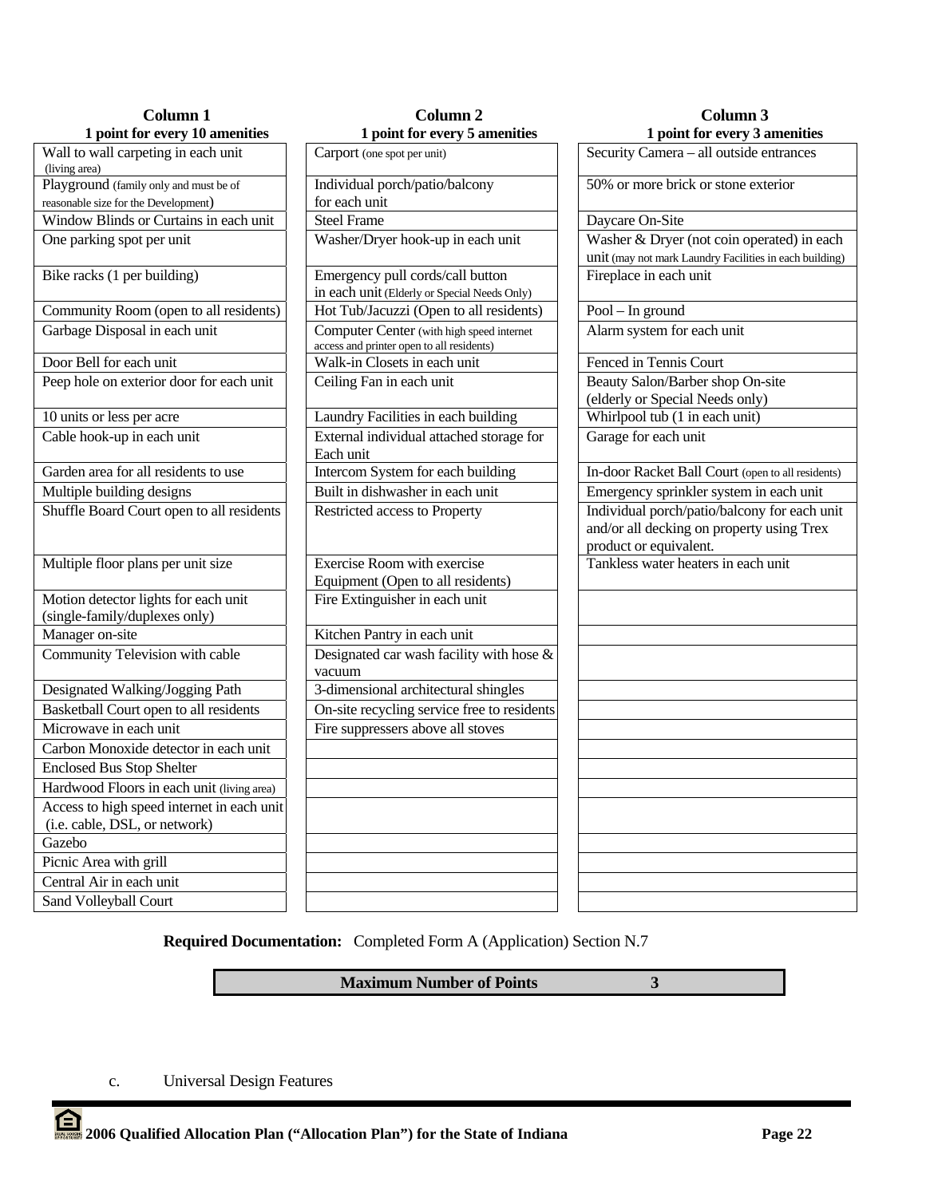| Column 1<br>1 point for every 10 amenities | Column 2<br>1 point for every 5 amenities | Column 3<br>1 point for every 3 amenities |
|---|---|---|
| Wall to wall carpeting in each unit (living area) | Carport (one spot per unit) | Security Camera – all outside entrances |
| Playground (family only and must be of reasonable size for the Development) | Individual porch/patio/balcony for each unit | 50% or more brick or stone exterior |
| Window Blinds or Curtains in each unit | Steel Frame | Daycare On-Site |
| One parking spot per unit | Washer/Dryer hook-up in each unit | Washer & Dryer (not coin operated) in each unit (may not mark Laundry Facilities in each building) |
| Bike racks (1 per building) | Emergency pull cords/call button in each unit (Elderly or Special Needs Only) | Fireplace in each unit |
| Community Room (open to all residents) | Hot Tub/Jacuzzi (Open to all residents) | Pool – In ground |
| Garbage Disposal in each unit | Computer Center (with high speed internet access and printer open to all residents) | Alarm system for each unit |
| Door Bell for each unit | Walk-in Closets in each unit | Fenced in Tennis Court |
| Peep hole on exterior door for each unit | Ceiling Fan in each unit | Beauty Salon/Barber shop On-site (elderly or Special Needs only) |
| 10 units or less per acre | Laundry Facilities in each building | Whirlpool tub (1 in each unit) |
| Cable hook-up in each unit | External individual attached storage for Each unit | Garage for each unit |
| Garden area for all residents to use | Intercom System for each building | In-door Racket Ball Court (open to all residents) |
| Multiple building designs | Built in dishwasher in each unit | Emergency sprinkler system in each unit |
| Shuffle Board Court open to all residents | Restricted access to Property | Individual porch/patio/balcony for each unit and/or all decking on property using Trex product or equivalent. |
| Multiple floor plans per unit size | Exercise Room with exercise Equipment (Open to all residents) | Tankless water heaters in each unit |
| Motion detector lights for each unit (single-family/duplexes only) | Fire Extinguisher in each unit | |
| Manager on-site | Kitchen Pantry in each unit | |
| Community Television with cable | Designated car wash facility with hose & vacuum | |
| Designated Walking/Jogging Path | 3-dimensional architectural shingles | |
| Basketball Court open to all residents | On-site recycling service free to residents | |
| Microwave in each unit | Fire suppressers above all stoves | |
| Carbon Monoxide detector in each unit | | |
| Enclosed Bus Stop Shelter | | |
| Hardwood Floors in each unit (living area) | | |
| Access to high speed internet in each unit (i.e. cable, DSL, or network) | | |
| Gazebo | | |
| Picnic Area with grill | | |
| Central Air in each unit | | |
| Sand Volleyball Court | | |

**Required Documentation:** Completed Form A (Application) Section N.7

| **Maximum Number of Points** | **3** |
|---|---|

c. Universal Design Features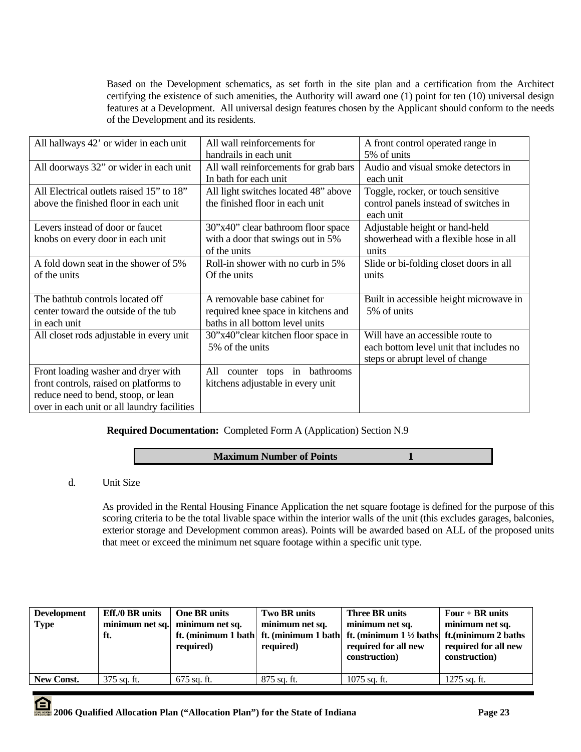Based on the Development schematics, as set forth in the site plan and a certification from the Architect certifying the existence of such amenities, the Authority will award one (1) point for ten (10) universal design features at a Development. All universal design features chosen by the Applicant should conform to the needs of the Development and its residents.

| | | |
|---|---|---|
| All hallways 42' or wider in each unit | All wall reinforcements for handrails in each unit | A front control operated range in 5% of units |
| All doorways 32" or wider in each unit | All wall reinforcements for grab bars In bath for each unit | Audio and visual smoke detectors in each unit |
| All Electrical outlets raised 15" to 18" above the finished floor in each unit | All light switches located 48" above the finished floor in each unit | Toggle, rocker, or touch sensitive control panels instead of switches in each unit |
| Levers instead of door or faucet knobs on every door in each unit | 30"x40" clear bathroom floor space with a door that swings out in 5% of the units | Adjustable height or hand-held showerhead with a flexible hose in all units |
| A fold down seat in the shower of 5% of the units | Roll-in shower with no curb in 5% Of the units | Slide or bi-folding closet doors in all units |
| The bathtub controls located off center toward the outside of the tub in each unit | A removable base cabinet for required knee space in kitchens and baths in all bottom level units | Built in accessible height microwave in 5% of units |
| All closet rods adjustable in every unit | 30"x40"clear kitchen floor space in 5% of the units | Will have an accessible route to each bottom level unit that includes no steps or abrupt level of change |
| Front loading washer and dryer with front controls, raised on platforms to reduce need to bend, stoop, or lean over in each unit or all laundry facilities | All counter tops in bathrooms kitchens adjustable in every unit | |

**Required Documentation:** Completed Form A (Application) Section N.9

| **Maximum Number of Points** | **1** |
|---|---|

d. Unit Size

As provided in the Rental Housing Finance Application the net square footage is defined for the purpose of this scoring criteria to be the total livable space within the interior walls of the unit (this excludes garages, balconies, exterior storage and Development common areas). Points will be awarded based on ALL of the proposed units that meet or exceed the minimum net square footage within a specific unit type.

| **Development Type** | **Eff./0 BR units minimum net sq. ft.** | **One BR units minimum net sq. ft. (minimum 1 bath required)** | **Two BR units minimum net sq. ft. (minimum 1 bath required)** | **Three BR units minimum net sq. ft. (minimum 1 ½ baths required for all new construction)** | **Four + BR units minimum net sq. ft.(minimum 2 baths required for all new construction)** |
|---|---|---|---|---|---|
| **New Const.** | 375 sq. ft. | 675 sq. ft. | 875 sq. ft. | 1075 sq. ft. | 1275 sq. ft. |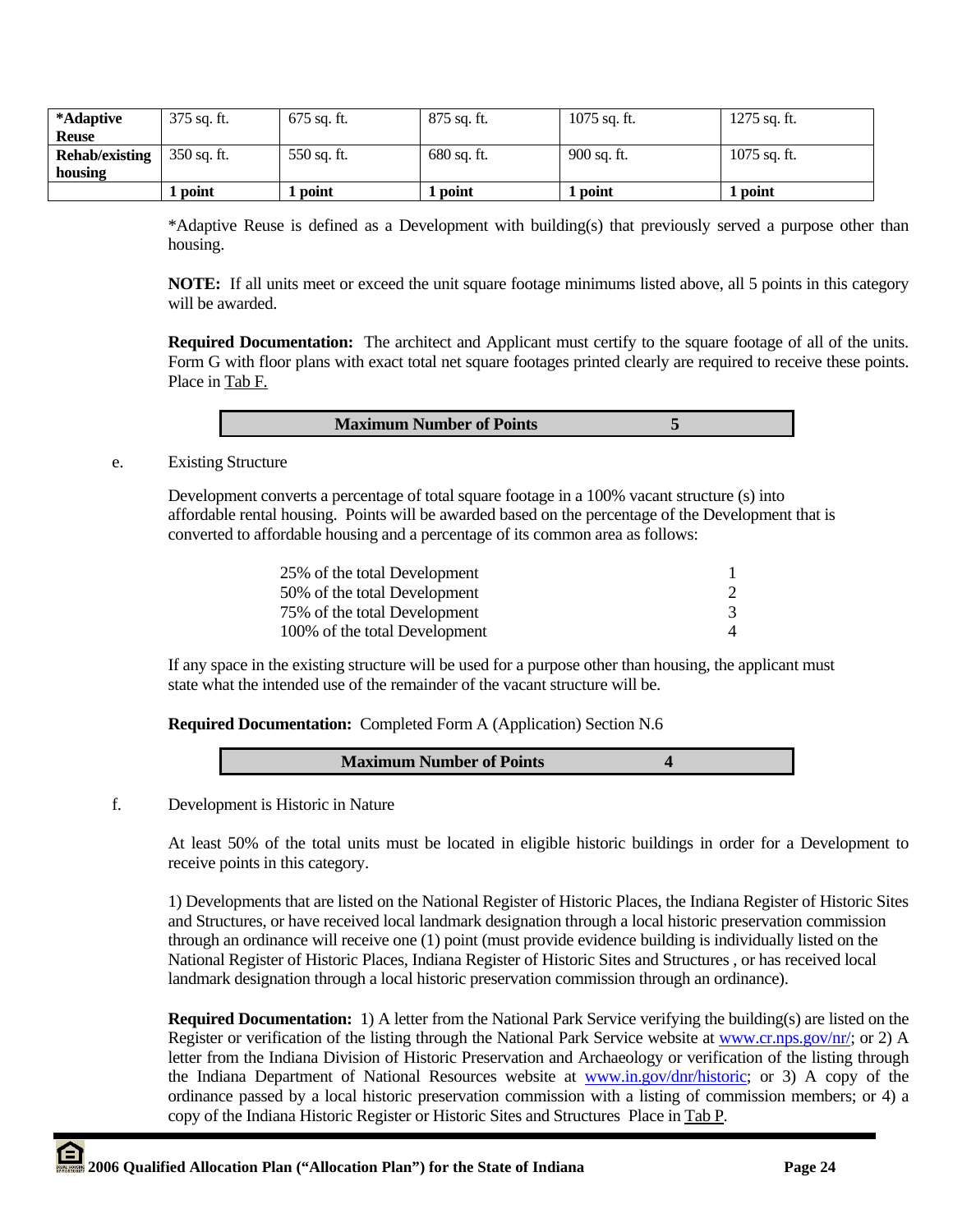| *Adaptive Reuse | 375 sq. ft. | 675 sq. ft. | 875 sq. ft. | 1075 sq. ft. | 1275 sq. ft. |
|---|---|---|---|---|---|
| Rehab/existing housing | 350 sq. ft. | 550 sq. ft. | 680 sq. ft. | 900 sq. ft. | 1075 sq. ft. |
| | **1 point** | **1 point** | **1 point** | **1 point** | **1 point** |

*Adaptive Reuse is defined as a Development with building(s) that previously served a purpose other than housing.

**NOTE:** If all units meet or exceed the unit square footage minimums listed above, all 5 points in this category will be awarded.

**Required Documentation:** The architect and Applicant must certify to the square footage of all of the units. Form G with floor plans with exact total net square footages printed clearly are required to receive these points. Place in Tab F.

| **Maximum Number of Points** | **5** |
|---|---|

e. Existing Structure

Development converts a percentage of total square footage in a 100% vacant structure (s) into affordable rental housing. Points will be awarded based on the percentage of the Development that is converted to affordable housing and a percentage of its common area as follows:

| | |
|---|---|
| 25% of the total Development | 1 |
| 50% of the total Development | 2 |
| 75% of the total Development | 3 |
| 100% of the total Development | 4 |

If any space in the existing structure will be used for a purpose other than housing, the applicant must state what the intended use of the remainder of the vacant structure will be.

**Required Documentation:** Completed Form A (Application) Section N.6

| **Maximum Number of Points** | **4** |
|---|---|

f. Development is Historic in Nature

At least 50% of the total units must be located in eligible historic buildings in order for a Development to receive points in this category.

1) Developments that are listed on the National Register of Historic Places, the Indiana Register of Historic Sites and Structures, or have received local landmark designation through a local historic preservation commission through an ordinance will receive one (1) point (must provide evidence building is individually listed on the National Register of Historic Places, Indiana Register of Historic Sites and Structures , or has received local landmark designation through a local historic preservation commission through an ordinance).

**Required Documentation:** 1) A letter from the National Park Service verifying the building(s) are listed on the Register or verification of the listing through the National Park Service website at www.cr.nps.gov/nr/; or 2) A letter from the Indiana Division of Historic Preservation and Archaeology or verification of the listing through the Indiana Department of National Resources website at www.in.gov/dnr/historic; or 3) A copy of the ordinance passed by a local historic preservation commission with a listing of commission members; or 4) a copy of the Indiana Historic Register or Historic Sites and Structures Place in Tab P.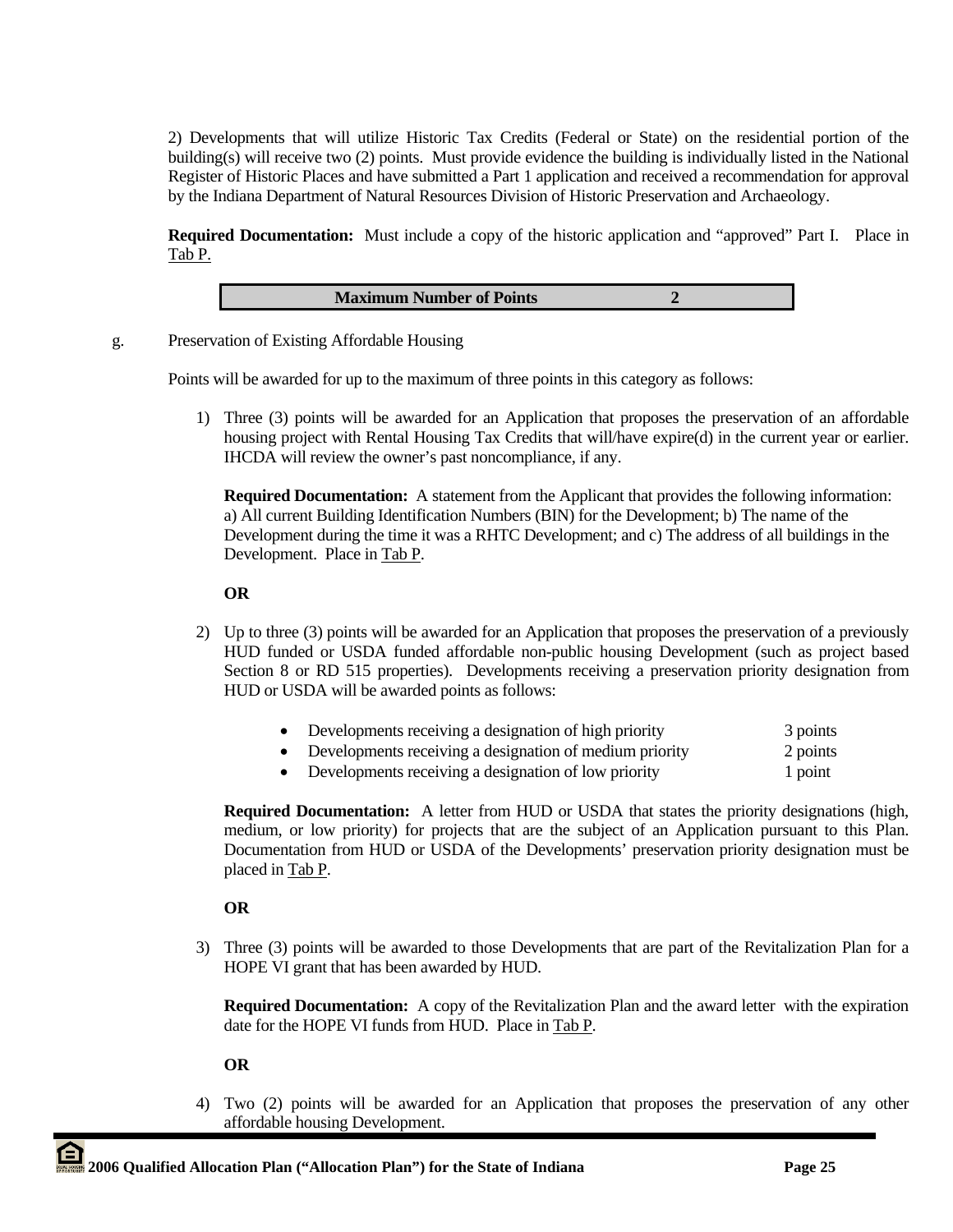2) Developments that will utilize Historic Tax Credits (Federal or State) on the residential portion of the building(s) will receive two (2) points. Must provide evidence the building is individually listed in the National Register of Historic Places and have submitted a Part 1 application and received a recommendation for approval by the Indiana Department of Natural Resources Division of Historic Preservation and Archaeology.

**Required Documentation:** Must include a copy of the historic application and "approved" Part I. Place in Tab P.

| **Maximum Number of Points** | **2** |
|---|---|

g. Preservation of Existing Affordable Housing

Points will be awarded for up to the maximum of three points in this category as follows:

1) Three (3) points will be awarded for an Application that proposes the preservation of an affordable housing project with Rental Housing Tax Credits that will/have expire(d) in the current year or earlier. IHCDA will review the owner's past noncompliance, if any.

   **Required Documentation:** A statement from the Applicant that provides the following information: a) All current Building Identification Numbers (BIN) for the Development; b) The name of the Development during the time it was a RHTC Development; and c) The address of all buildings in the Development. Place in Tab P.

   **OR**

2) Up to three (3) points will be awarded for an Application that proposes the preservation of a previously HUD funded or USDA funded affordable non-public housing Development (such as project based Section 8 or RD 515 properties). Developments receiving a preservation priority designation from HUD or USDA will be awarded points as follows:

   - Developments receiving a designation of high priority 3 points
   - Developments receiving a designation of medium priority 2 points
   - Developments receiving a designation of low priority 1 point

   **Required Documentation:** A letter from HUD or USDA that states the priority designations (high, medium, or low priority) for projects that are the subject of an Application pursuant to this Plan. Documentation from HUD or USDA of the Developments' preservation priority designation must be placed in Tab P.

   **OR**

3) Three (3) points will be awarded to those Developments that are part of the Revitalization Plan for a HOPE VI grant that has been awarded by HUD.

   **Required Documentation:** A copy of the Revitalization Plan and the award letter with the expiration date for the HOPE VI funds from HUD. Place in Tab P.

   **OR**

4) Two (2) points will be awarded for an Application that proposes the preservation of any other affordable housing Development.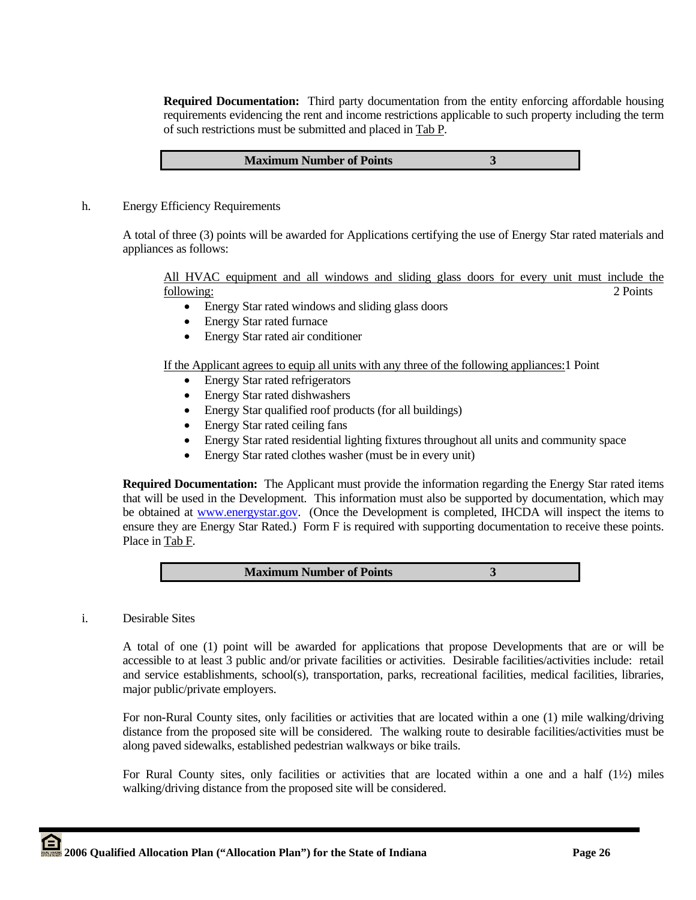**Required Documentation:** Third party documentation from the entity enforcing affordable housing requirements evidencing the rent and income restrictions applicable to such property including the term of such restrictions must be submitted and placed in Tab P.

| **Maximum Number of Points** | **3** |
|---|---|

h. Energy Efficiency Requirements

A total of three (3) points will be awarded for Applications certifying the use of Energy Star rated materials and appliances as follows:

All HVAC equipment and all windows and sliding glass doors for every unit must include the following: 2 Points

- Energy Star rated windows and sliding glass doors
- Energy Star rated furnace
- Energy Star rated air conditioner

If the Applicant agrees to equip all units with any three of the following appliances: 1 Point

- Energy Star rated refrigerators
- Energy Star rated dishwashers
- Energy Star qualified roof products (for all buildings)
- Energy Star rated ceiling fans
- Energy Star rated residential lighting fixtures throughout all units and community space
- Energy Star rated clothes washer (must be in every unit)

**Required Documentation:** The Applicant must provide the information regarding the Energy Star rated items that will be used in the Development. This information must also be supported by documentation, which may be obtained at www.energystar.gov. (Once the Development is completed, IHCDA will inspect the items to ensure they are Energy Star Rated.) Form F is required with supporting documentation to receive these points. Place in Tab F.

| **Maximum Number of Points** | **3** |
|---|---|

i. Desirable Sites

A total of one (1) point will be awarded for applications that propose Developments that are or will be accessible to at least 3 public and/or private facilities or activities. Desirable facilities/activities include: retail and service establishments, school(s), transportation, parks, recreational facilities, medical facilities, libraries, major public/private employers.

For non-Rural County sites, only facilities or activities that are located within a one (1) mile walking/driving distance from the proposed site will be considered. The walking route to desirable facilities/activities must be along paved sidewalks, established pedestrian walkways or bike trails.

For Rural County sites, only facilities or activities that are located within a one and a half (1½) miles walking/driving distance from the proposed site will be considered.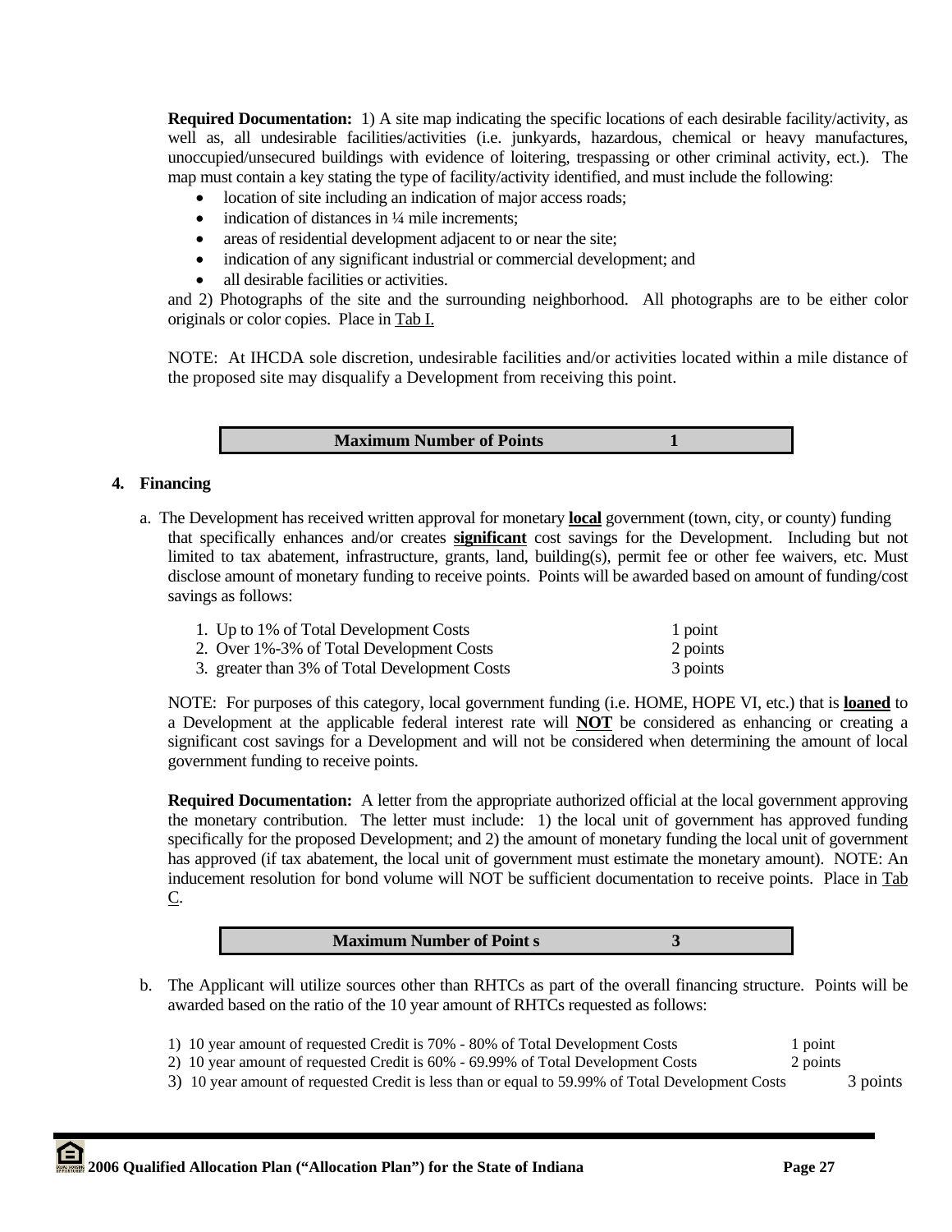**Required Documentation:** 1) A site map indicating the specific locations of each desirable facility/activity, as well as, all undesirable facilities/activities (i.e. junkyards, hazardous, chemical or heavy manufactures, unoccupied/unsecured buildings with evidence of loitering, trespassing or other criminal activity, ect.). The map must contain a key stating the type of facility/activity identified, and must include the following:

- location of site including an indication of major access roads;
- indication of distances in ¼ mile increments;
- areas of residential development adjacent to or near the site;
- indication of any significant industrial or commercial development; and
- all desirable facilities or activities.

and 2) Photographs of the site and the surrounding neighborhood. All photographs are to be either color originals or color copies. Place in Tab I.

NOTE: At IHCDA sole discretion, undesirable facilities and/or activities located within a mile distance of the proposed site may disqualify a Development from receiving this point.

| **Maximum Number of Points** | **1** |
|---|---|

**4. Financing**

a. The Development has received written approval for monetary **local** government (town, city, or county) funding that specifically enhances and/or creates **significant** cost savings for the Development. Including but not limited to tax abatement, infrastructure, grants, land, building(s), permit fee or other fee waivers, etc. Must disclose amount of monetary funding to receive points. Points will be awarded based on amount of funding/cost savings as follows:

| | |
|---|---|
| 1. Up to 1% of Total Development Costs | 1 point |
| 2. Over 1%-3% of Total Development Costs | 2 points |
| 3. greater than 3% of Total Development Costs | 3 points |

NOTE: For purposes of this category, local government funding (i.e. HOME, HOPE VI, etc.) that is **loaned** to a Development at the applicable federal interest rate will **NOT** be considered as enhancing or creating a significant cost savings for a Development and will not be considered when determining the amount of local government funding to receive points.

**Required Documentation:** A letter from the appropriate authorized official at the local government approving the monetary contribution. The letter must include: 1) the local unit of government has approved funding specifically for the proposed Development; and 2) the amount of monetary funding the local unit of government has approved (if tax abatement, the local unit of government must estimate the monetary amount). NOTE: An inducement resolution for bond volume will NOT be sufficient documentation to receive points. Place in Tab C.

| **Maximum Number of Point s** | **3** |
|---|---|

b. The Applicant will utilize sources other than RHTCs as part of the overall financing structure. Points will be awarded based on the ratio of the 10 year amount of RHTCs requested as follows:

| | |
|---|---|
| 1) 10 year amount of requested Credit is 70% - 80% of Total Development Costs | 1 point |
| 2) 10 year amount of requested Credit is 60% - 69.99% of Total Development Costs | 2 points |
| 3) 10 year amount of requested Credit is less than or equal to 59.99% of Total Development Costs | 3 points |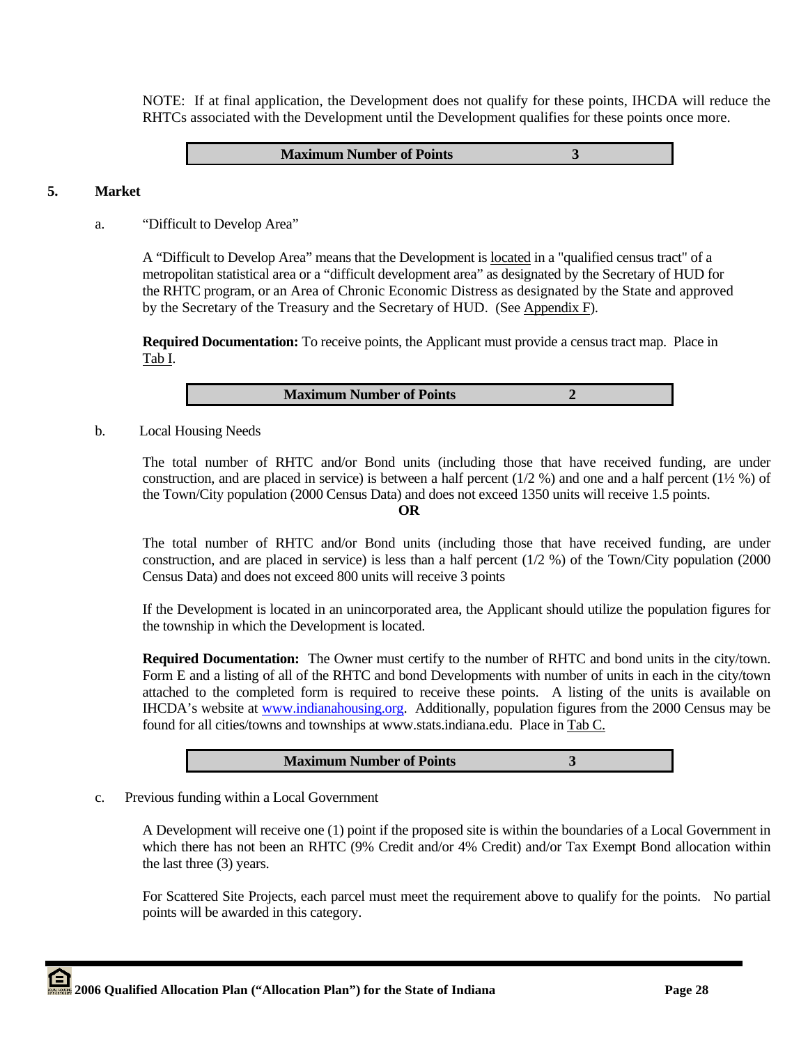NOTE: If at final application, the Development does not qualify for these points, IHCDA will reduce the RHTCs associated with the Development until the Development qualifies for these points once more.

| **Maximum Number of Points** | **3** |
|---|---|

## 5. Market

a. "Difficult to Develop Area"

A "Difficult to Develop Area" means that the Development is located in a "qualified census tract" of a metropolitan statistical area or a "difficult development area" as designated by the Secretary of HUD for the RHTC program, or an Area of Chronic Economic Distress as designated by the State and approved by the Secretary of the Treasury and the Secretary of HUD. (See Appendix F).

**Required Documentation:** To receive points, the Applicant must provide a census tract map. Place in Tab I.

| **Maximum Number of Points** | **2** |
|---|---|

b. Local Housing Needs

The total number of RHTC and/or Bond units (including those that have received funding, are under construction, and are placed in service) is between a half percent (1/2 %) and one and a half percent (1½ %) of the Town/City population (2000 Census Data) and does not exceed 1350 units will receive 1.5 points.

**OR**

The total number of RHTC and/or Bond units (including those that have received funding, are under construction, and are placed in service) is less than a half percent (1/2 %) of the Town/City population (2000 Census Data) and does not exceed 800 units will receive 3 points

If the Development is located in an unincorporated area, the Applicant should utilize the population figures for the township in which the Development is located.

**Required Documentation:** The Owner must certify to the number of RHTC and bond units in the city/town. Form E and a listing of all of the RHTC and bond Developments with number of units in each in the city/town attached to the completed form is required to receive these points. A listing of the units is available on IHCDA's website at www.indianahousing.org. Additionally, population figures from the 2000 Census may be found for all cities/towns and townships at www.stats.indiana.edu. Place in Tab C.

| **Maximum Number of Points** | **3** |
|---|---|

c. Previous funding within a Local Government

A Development will receive one (1) point if the proposed site is within the boundaries of a Local Government in which there has not been an RHTC (9% Credit and/or 4% Credit) and/or Tax Exempt Bond allocation within the last three (3) years.

For Scattered Site Projects, each parcel must meet the requirement above to qualify for the points. No partial points will be awarded in this category.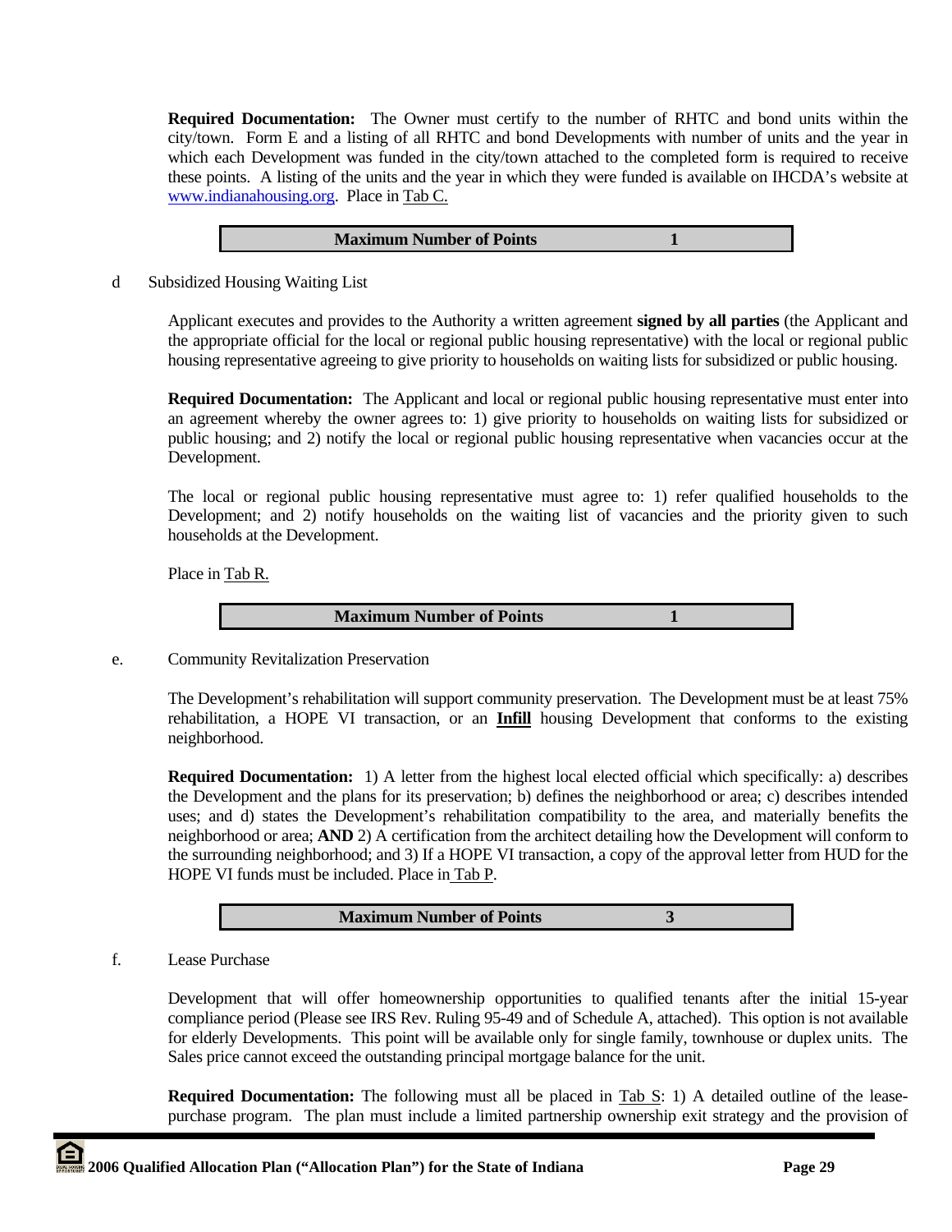**Required Documentation:** The Owner must certify to the number of RHTC and bond units within the city/town. Form E and a listing of all RHTC and bond Developments with number of units and the year in which each Development was funded in the city/town attached to the completed form is required to receive these points. A listing of the units and the year in which they were funded is available on IHCDA's website at www.indianahousing.org. Place in Tab C.

| **Maximum Number of Points** | **1** |
|---|---|

d Subsidized Housing Waiting List

Applicant executes and provides to the Authority a written agreement **signed by all parties** (the Applicant and the appropriate official for the local or regional public housing representative) with the local or regional public housing representative agreeing to give priority to households on waiting lists for subsidized or public housing.

**Required Documentation:** The Applicant and local or regional public housing representative must enter into an agreement whereby the owner agrees to: 1) give priority to households on waiting lists for subsidized or public housing; and 2) notify the local or regional public housing representative when vacancies occur at the Development.

The local or regional public housing representative must agree to: 1) refer qualified households to the Development; and 2) notify households on the waiting list of vacancies and the priority given to such households at the Development.

Place in Tab R.

| **Maximum Number of Points** | **1** |
|---|---|

e. Community Revitalization Preservation

The Development's rehabilitation will support community preservation. The Development must be at least 75% rehabilitation, a HOPE VI transaction, or an **Infill** housing Development that conforms to the existing neighborhood.

**Required Documentation:** 1) A letter from the highest local elected official which specifically: a) describes the Development and the plans for its preservation; b) defines the neighborhood or area; c) describes intended uses; and d) states the Development's rehabilitation compatibility to the area, and materially benefits the neighborhood or area; **AND** 2) A certification from the architect detailing how the Development will conform to the surrounding neighborhood; and 3) If a HOPE VI transaction, a copy of the approval letter from HUD for the HOPE VI funds must be included. Place in Tab P.

| **Maximum Number of Points** | **3** |
|---|---|

f. Lease Purchase

Development that will offer homeownership opportunities to qualified tenants after the initial 15-year compliance period (Please see IRS Rev. Ruling 95-49 and of Schedule A, attached). This option is not available for elderly Developments. This point will be available only for single family, townhouse or duplex units. The Sales price cannot exceed the outstanding principal mortgage balance for the unit.

**Required Documentation:** The following must all be placed in Tab S: 1) A detailed outline of the lease-purchase program. The plan must include a limited partnership ownership exit strategy and the provision of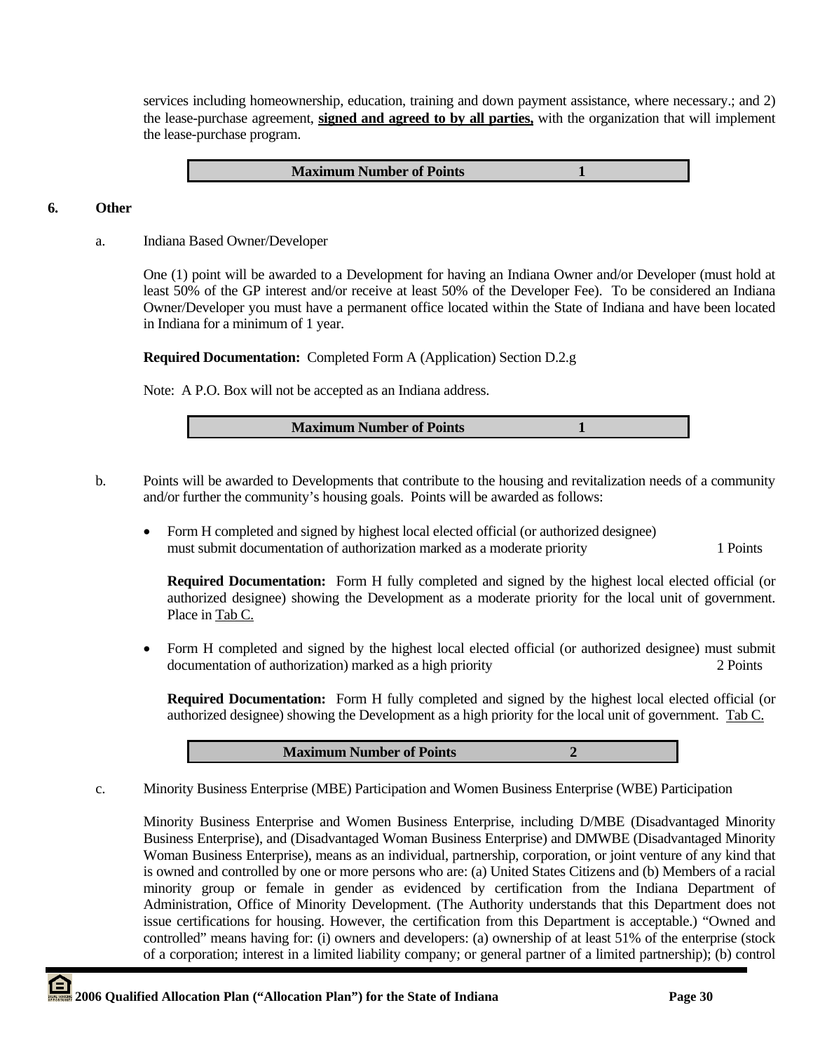services including homeownership, education, training and down payment assistance, where necessary.; and 2) the lease-purchase agreement, **signed and agreed to by all parties,** with the organization that will implement the lease-purchase program.

| Maximum Number of Points | 1 |
|---|---|

## 6. Other

a. Indiana Based Owner/Developer

One (1) point will be awarded to a Development for having an Indiana Owner and/or Developer (must hold at least 50% of the GP interest and/or receive at least 50% of the Developer Fee). To be considered an Indiana Owner/Developer you must have a permanent office located within the State of Indiana and have been located in Indiana for a minimum of 1 year.

**Required Documentation:** Completed Form A (Application) Section D.2.g

Note: A P.O. Box will not be accepted as an Indiana address.

| Maximum Number of Points | 1 |
|---|---|

b. Points will be awarded to Developments that contribute to the housing and revitalization needs of a community and/or further the community's housing goals. Points will be awarded as follows:

- Form H completed and signed by highest local elected official (or authorized designee) must submit documentation of authorization marked as a moderate priority — 1 Points

  **Required Documentation:** Form H fully completed and signed by the highest local elected official (or authorized designee) showing the Development as a moderate priority for the local unit of government. Place in Tab C.

- Form H completed and signed by the highest local elected official (or authorized designee) must submit documentation of authorization) marked as a high priority — 2 Points

  **Required Documentation:** Form H fully completed and signed by the highest local elected official (or authorized designee) showing the Development as a high priority for the local unit of government. Tab C.

| Maximum Number of Points | 2 |
|---|---|

c. Minority Business Enterprise (MBE) Participation and Women Business Enterprise (WBE) Participation

Minority Business Enterprise and Women Business Enterprise, including D/MBE (Disadvantaged Minority Business Enterprise), and (Disadvantaged Woman Business Enterprise) and DMWBE (Disadvantaged Minority Woman Business Enterprise), means as an individual, partnership, corporation, or joint venture of any kind that is owned and controlled by one or more persons who are: (a) United States Citizens and (b) Members of a racial minority group or female in gender as evidenced by certification from the Indiana Department of Administration, Office of Minority Development. (The Authority understands that this Department does not issue certifications for housing. However, the certification from this Department is acceptable.) "Owned and controlled" means having for: (i) owners and developers: (a) ownership of at least 51% of the enterprise (stock of a corporation; interest in a limited liability company; or general partner of a limited partnership); (b) control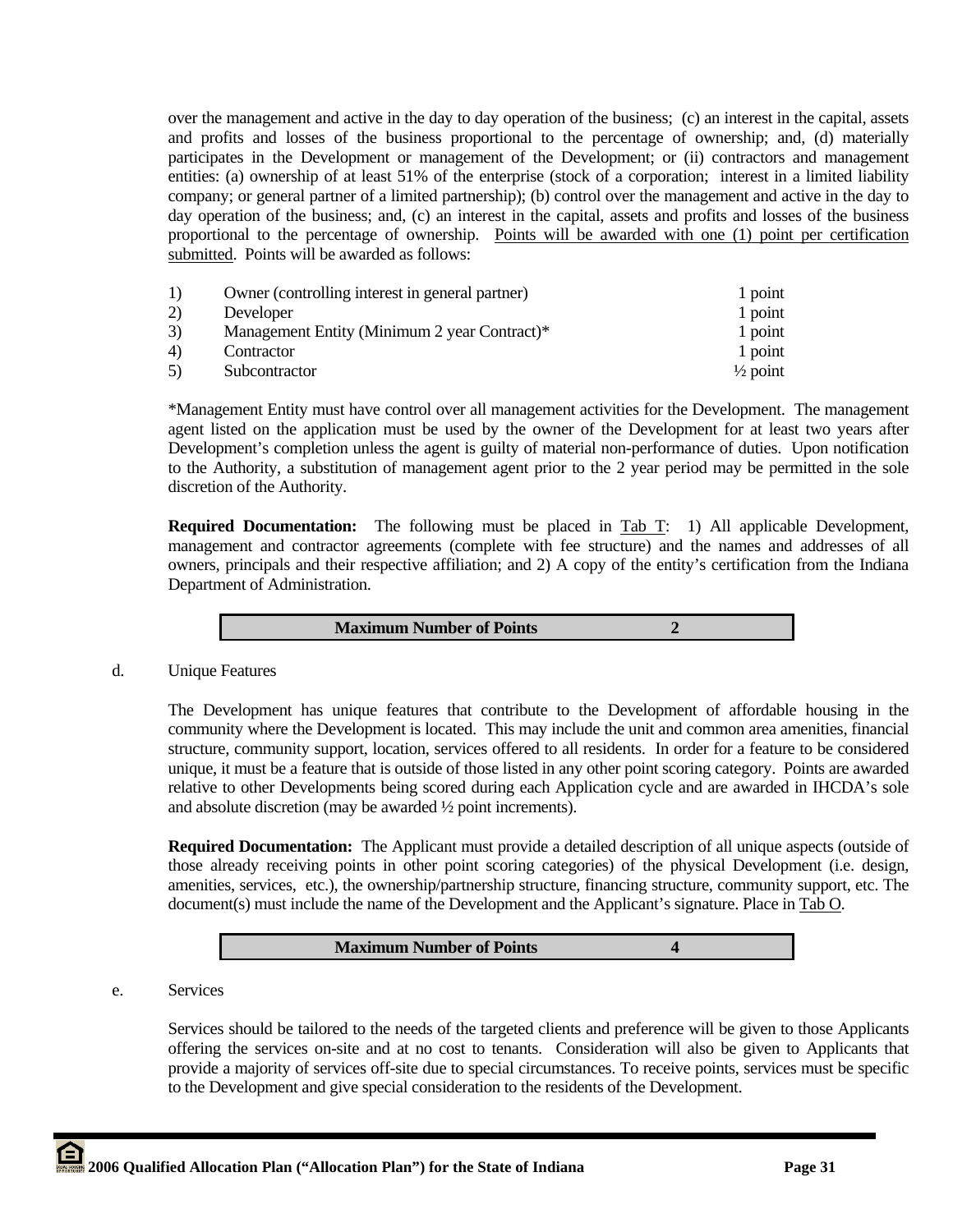over the management and active in the day to day operation of the business; (c) an interest in the capital, assets and profits and losses of the business proportional to the percentage of ownership; and, (d) materially participates in the Development or management of the Development; or (ii) contractors and management entities: (a) ownership of at least 51% of the enterprise (stock of a corporation; interest in a limited liability company; or general partner of a limited partnership); (b) control over the management and active in the day to day operation of the business; and, (c) an interest in the capital, assets and profits and losses of the business proportional to the percentage of ownership. <u>Points will be awarded with one (1) point per certification submitted</u>. Points will be awarded as follows:

| | | |
|---|---|---|
| 1) | Owner (controlling interest in general partner) | 1 point |
| 2) | Developer | 1 point |
| 3) | Management Entity (Minimum 2 year Contract)* | 1 point |
| 4) | Contractor | 1 point |
| 5) | Subcontractor | ½ point |

*Management Entity must have control over all management activities for the Development. The management agent listed on the application must be used by the owner of the Development for at least two years after Development's completion unless the agent is guilty of material non-performance of duties. Upon notification to the Authority, a substitution of management agent prior to the 2 year period may be permitted in the sole discretion of the Authority.

**Required Documentation:** The following must be placed in <u>Tab T</u>: 1) All applicable Development, management and contractor agreements (complete with fee structure) and the names and addresses of all owners, principals and their respective affiliation; and 2) A copy of the entity's certification from the Indiana Department of Administration.

| **Maximum Number of Points** | **2** |
|---|---|

d. Unique Features

The Development has unique features that contribute to the Development of affordable housing in the community where the Development is located. This may include the unit and common area amenities, financial structure, community support, location, services offered to all residents. In order for a feature to be considered unique, it must be a feature that is outside of those listed in any other point scoring category. Points are awarded relative to other Developments being scored during each Application cycle and are awarded in IHCDA's sole and absolute discretion (may be awarded ½ point increments).

**Required Documentation:** The Applicant must provide a detailed description of all unique aspects (outside of those already receiving points in other point scoring categories) of the physical Development (i.e. design, amenities, services, etc.), the ownership/partnership structure, financing structure, community support, etc. The document(s) must include the name of the Development and the Applicant's signature. Place in <u>Tab O</u>.

| **Maximum Number of Points** | **4** |
|---|---|

e. Services

Services should be tailored to the needs of the targeted clients and preference will be given to those Applicants offering the services on-site and at no cost to tenants. Consideration will also be given to Applicants that provide a majority of services off-site due to special circumstances. To receive points, services must be specific to the Development and give special consideration to the residents of the Development.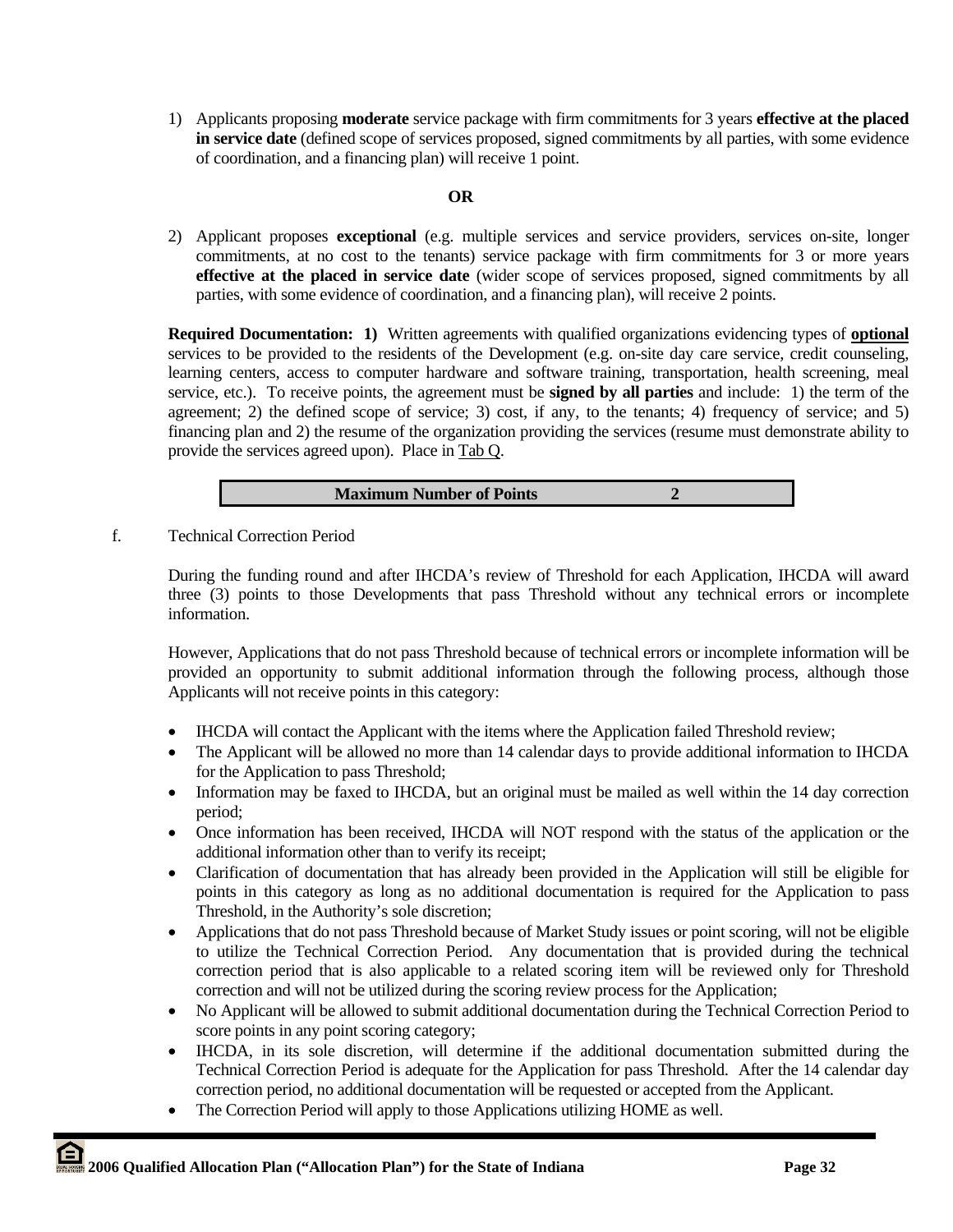1) Applicants proposing **moderate** service package with firm commitments for 3 years **effective at the placed in service date** (defined scope of services proposed, signed commitments by all parties, with some evidence of coordination, and a financing plan) will receive 1 point.

**OR**

2) Applicant proposes **exceptional** (e.g. multiple services and service providers, services on-site, longer commitments, at no cost to the tenants) service package with firm commitments for 3 or more years **effective at the placed in service date** (wider scope of services proposed, signed commitments by all parties, with some evidence of coordination, and a financing plan), will receive 2 points.

**Required Documentation: 1)** Written agreements with qualified organizations evidencing types of **optional** services to be provided to the residents of the Development (e.g. on-site day care service, credit counseling, learning centers, access to computer hardware and software training, transportation, health screening, meal service, etc.). To receive points, the agreement must be **signed by all parties** and include: 1) the term of the agreement; 2) the defined scope of service; 3) cost, if any, to the tenants; 4) frequency of service; and 5) financing plan and 2) the resume of the organization providing the services (resume must demonstrate ability to provide the services agreed upon). Place in Tab Q.

| **Maximum Number of Points** | **2** |
|---|---|

f. Technical Correction Period

During the funding round and after IHCDA's review of Threshold for each Application, IHCDA will award three (3) points to those Developments that pass Threshold without any technical errors or incomplete information.

However, Applications that do not pass Threshold because of technical errors or incomplete information will be provided an opportunity to submit additional information through the following process, although those Applicants will not receive points in this category:

- IHCDA will contact the Applicant with the items where the Application failed Threshold review;
- The Applicant will be allowed no more than 14 calendar days to provide additional information to IHCDA for the Application to pass Threshold;
- Information may be faxed to IHCDA, but an original must be mailed as well within the 14 day correction period;
- Once information has been received, IHCDA will NOT respond with the status of the application or the additional information other than to verify its receipt;
- Clarification of documentation that has already been provided in the Application will still be eligible for points in this category as long as no additional documentation is required for the Application to pass Threshold, in the Authority's sole discretion;
- Applications that do not pass Threshold because of Market Study issues or point scoring, will not be eligible to utilize the Technical Correction Period. Any documentation that is provided during the technical correction period that is also applicable to a related scoring item will be reviewed only for Threshold correction and will not be utilized during the scoring review process for the Application;
- No Applicant will be allowed to submit additional documentation during the Technical Correction Period to score points in any point scoring category;
- IHCDA, in its sole discretion, will determine if the additional documentation submitted during the Technical Correction Period is adequate for the Application for pass Threshold. After the 14 calendar day correction period, no additional documentation will be requested or accepted from the Applicant.
- The Correction Period will apply to those Applications utilizing HOME as well.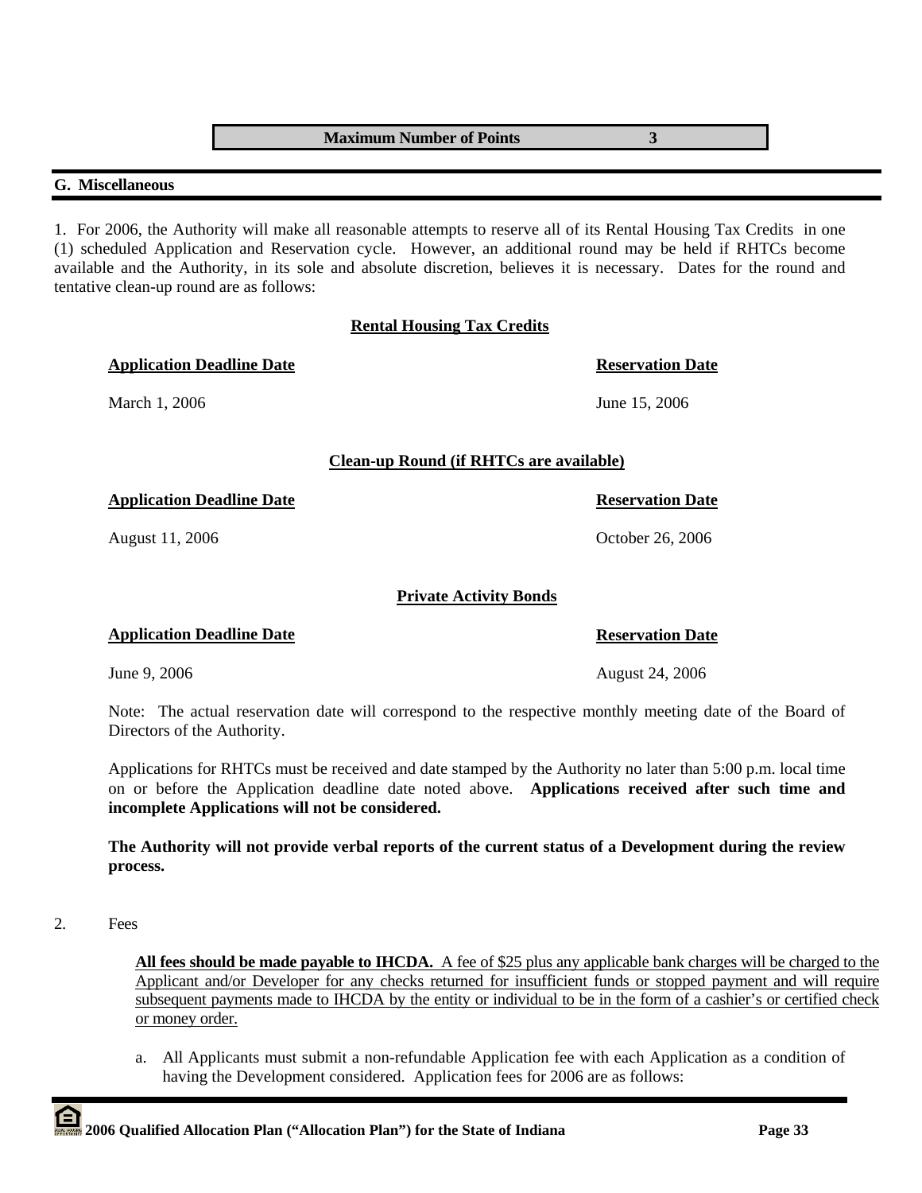| Maximum Number of Points | 3 |
|---|---|

## G. Miscellaneous

1. For 2006, the Authority will make all reasonable attempts to reserve all of its Rental Housing Tax Credits in one (1) scheduled Application and Reservation cycle. However, an additional round may be held if RHTCs become available and the Authority, in its sole and absolute discretion, believes it is necessary. Dates for the round and tentative clean-up round are as follows:

**Rental Housing Tax Credits**

| Application Deadline Date | Reservation Date |
|---|---|
| March 1, 2006 | June 15, 2006 |

**Clean-up Round (if RHTCs are available)**

| Application Deadline Date | Reservation Date |
|---|---|
| August 11, 2006 | October 26, 2006 |

**Private Activity Bonds**

| Application Deadline Date | Reservation Date |
|---|---|
| June 9, 2006 | August 24, 2006 |

Note: The actual reservation date will correspond to the respective monthly meeting date of the Board of Directors of the Authority.

Applications for RHTCs must be received and date stamped by the Authority no later than 5:00 p.m. local time on or before the Application deadline date noted above. **Applications received after such time and incomplete Applications will not be considered.**

**The Authority will not provide verbal reports of the current status of a Development during the review process.**

2. Fees

**All fees should be made payable to IHCDA.** A fee of $25 plus any applicable bank charges will be charged to the Applicant and/or Developer for any checks returned for insufficient funds or stopped payment and will require subsequent payments made to IHCDA by the entity or individual to be in the form of a cashier's or certified check or money order.

a. All Applicants must submit a non-refundable Application fee with each Application as a condition of having the Development considered. Application fees for 2006 are as follows: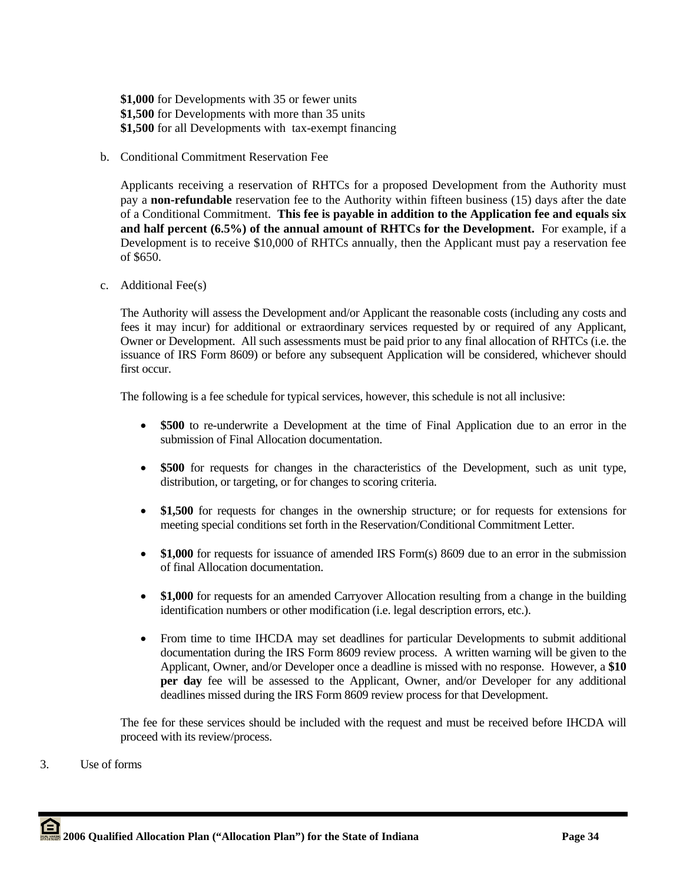**$1,000** for Developments with 35 or fewer units
**$1,500** for Developments with more than 35 units
**$1,500** for all Developments with tax-exempt financing

b. Conditional Commitment Reservation Fee

Applicants receiving a reservation of RHTCs for a proposed Development from the Authority must pay a **non-refundable** reservation fee to the Authority within fifteen business (15) days after the date of a Conditional Commitment. **This fee is payable in addition to the Application fee and equals six and half percent (6.5%) of the annual amount of RHTCs for the Development.** For example, if a Development is to receive $10,000 of RHTCs annually, then the Applicant must pay a reservation fee of $650.

c. Additional Fee(s)

The Authority will assess the Development and/or Applicant the reasonable costs (including any costs and fees it may incur) for additional or extraordinary services requested by or required of any Applicant, Owner or Development. All such assessments must be paid prior to any final allocation of RHTCs (i.e. the issuance of IRS Form 8609) or before any subsequent Application will be considered, whichever should first occur.

The following is a fee schedule for typical services, however, this schedule is not all inclusive:

- **$500** to re-underwrite a Development at the time of Final Application due to an error in the submission of Final Allocation documentation.
- **$500** for requests for changes in the characteristics of the Development, such as unit type, distribution, or targeting, or for changes to scoring criteria.
- **$1,500** for requests for changes in the ownership structure; or for requests for extensions for meeting special conditions set forth in the Reservation/Conditional Commitment Letter.
- **$1,000** for requests for issuance of amended IRS Form(s) 8609 due to an error in the submission of final Allocation documentation.
- **$1,000** for requests for an amended Carryover Allocation resulting from a change in the building identification numbers or other modification (i.e. legal description errors, etc.).
- From time to time IHCDA may set deadlines for particular Developments to submit additional documentation during the IRS Form 8609 review process. A written warning will be given to the Applicant, Owner, and/or Developer once a deadline is missed with no response. However, a **$10 per day** fee will be assessed to the Applicant, Owner, and/or Developer for any additional deadlines missed during the IRS Form 8609 review process for that Development.

The fee for these services should be included with the request and must be received before IHCDA will proceed with its review/process.

3. Use of forms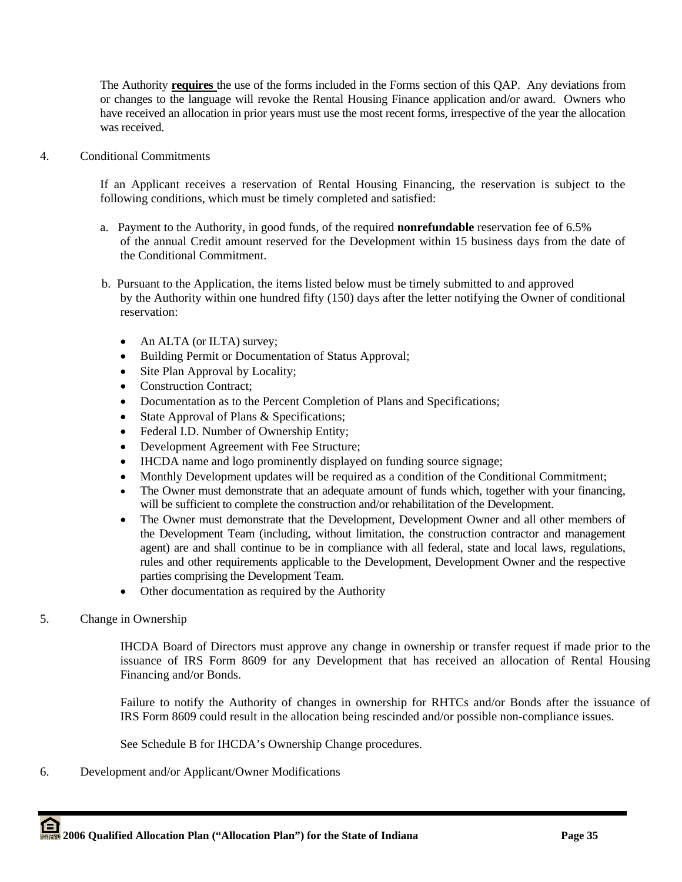The Authority **requires** the use of the forms included in the Forms section of this QAP. Any deviations from or changes to the language will revoke the Rental Housing Finance application and/or award. Owners who have received an allocation in prior years must use the most recent forms, irrespective of the year the allocation was received.

4. Conditional Commitments

If an Applicant receives a reservation of Rental Housing Financing, the reservation is subject to the following conditions, which must be timely completed and satisfied:

a. Payment to the Authority, in good funds, of the required **nonrefundable** reservation fee of 6.5% of the annual Credit amount reserved for the Development within 15 business days from the date of the Conditional Commitment.

b. Pursuant to the Application, the items listed below must be timely submitted to and approved by the Authority within one hundred fifty (150) days after the letter notifying the Owner of conditional reservation:

- An ALTA (or ILTA) survey;
- Building Permit or Documentation of Status Approval;
- Site Plan Approval by Locality;
- Construction Contract;
- Documentation as to the Percent Completion of Plans and Specifications;
- State Approval of Plans & Specifications;
- Federal I.D. Number of Ownership Entity;
- Development Agreement with Fee Structure;
- IHCDA name and logo prominently displayed on funding source signage;
- Monthly Development updates will be required as a condition of the Conditional Commitment;
- The Owner must demonstrate that an adequate amount of funds which, together with your financing, will be sufficient to complete the construction and/or rehabilitation of the Development.
- The Owner must demonstrate that the Development, Development Owner and all other members of the Development Team (including, without limitation, the construction contractor and management agent) are and shall continue to be in compliance with all federal, state and local laws, regulations, rules and other requirements applicable to the Development, Development Owner and the respective parties comprising the Development Team.
- Other documentation as required by the Authority

5. Change in Ownership

IHCDA Board of Directors must approve any change in ownership or transfer request if made prior to the issuance of IRS Form 8609 for any Development that has received an allocation of Rental Housing Financing and/or Bonds.

Failure to notify the Authority of changes in ownership for RHTCs and/or Bonds after the issuance of IRS Form 8609 could result in the allocation being rescinded and/or possible non-compliance issues.

See Schedule B for IHCDA's Ownership Change procedures.

6. Development and/or Applicant/Owner Modifications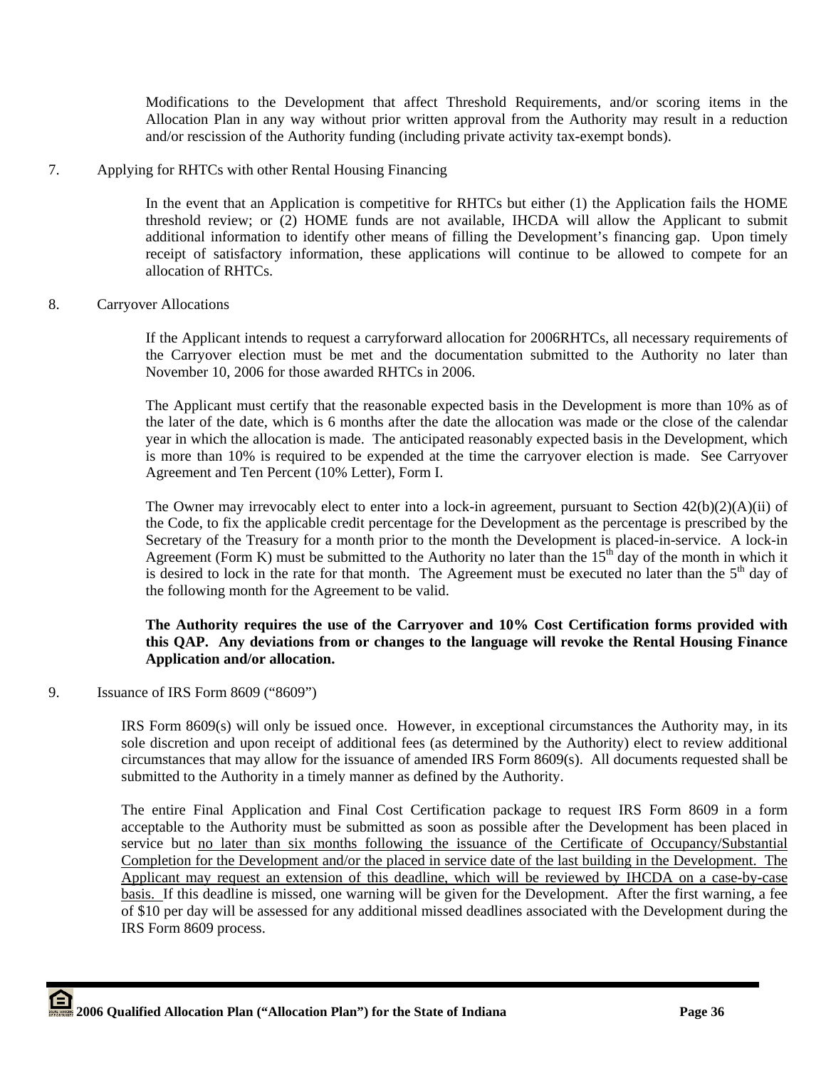Modifications to the Development that affect Threshold Requirements, and/or scoring items in the Allocation Plan in any way without prior written approval from the Authority may result in a reduction and/or rescission of the Authority funding (including private activity tax-exempt bonds).

7. Applying for RHTCs with other Rental Housing Financing

In the event that an Application is competitive for RHTCs but either (1) the Application fails the HOME threshold review; or (2) HOME funds are not available, IHCDA will allow the Applicant to submit additional information to identify other means of filling the Development's financing gap. Upon timely receipt of satisfactory information, these applications will continue to be allowed to compete for an allocation of RHTCs.

8. Carryover Allocations

If the Applicant intends to request a carryforward allocation for 2006RHTCs, all necessary requirements of the Carryover election must be met and the documentation submitted to the Authority no later than November 10, 2006 for those awarded RHTCs in 2006.

The Applicant must certify that the reasonable expected basis in the Development is more than 10% as of the later of the date, which is 6 months after the date the allocation was made or the close of the calendar year in which the allocation is made. The anticipated reasonably expected basis in the Development, which is more than 10% is required to be expended at the time the carryover election is made. See Carryover Agreement and Ten Percent (10% Letter), Form I.

The Owner may irrevocably elect to enter into a lock-in agreement, pursuant to Section 42(b)(2)(A)(ii) of the Code, to fix the applicable credit percentage for the Development as the percentage is prescribed by the Secretary of the Treasury for a month prior to the month the Development is placed-in-service. A lock-in Agreement (Form K) must be submitted to the Authority no later than the 15th day of the month in which it is desired to lock in the rate for that month. The Agreement must be executed no later than the 5th day of the following month for the Agreement to be valid.

**The Authority requires the use of the Carryover and 10% Cost Certification forms provided with this QAP. Any deviations from or changes to the language will revoke the Rental Housing Finance Application and/or allocation.**

9. Issuance of IRS Form 8609 ("8609")

IRS Form 8609(s) will only be issued once. However, in exceptional circumstances the Authority may, in its sole discretion and upon receipt of additional fees (as determined by the Authority) elect to review additional circumstances that may allow for the issuance of amended IRS Form 8609(s). All documents requested shall be submitted to the Authority in a timely manner as defined by the Authority.

The entire Final Application and Final Cost Certification package to request IRS Form 8609 in a form acceptable to the Authority must be submitted as soon as possible after the Development has been placed in service but no later than six months following the issuance of the Certificate of Occupancy/Substantial Completion for the Development and/or the placed in service date of the last building in the Development. The Applicant may request an extension of this deadline, which will be reviewed by IHCDA on a case-by-case basis. If this deadline is missed, one warning will be given for the Development. After the first warning, a fee of $10 per day will be assessed for any additional missed deadlines associated with the Development during the IRS Form 8609 process.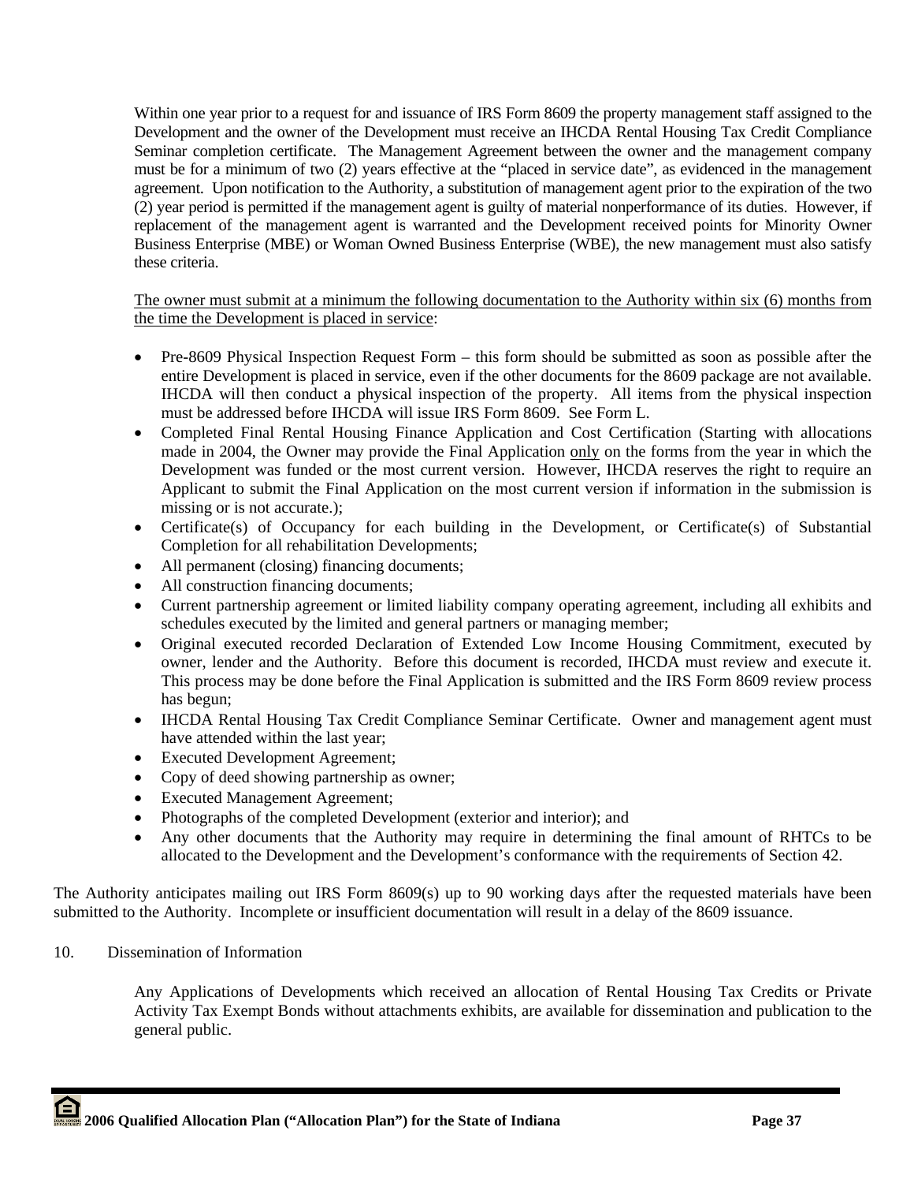Within one year prior to a request for and issuance of IRS Form 8609 the property management staff assigned to the Development and the owner of the Development must receive an IHCDA Rental Housing Tax Credit Compliance Seminar completion certificate. The Management Agreement between the owner and the management company must be for a minimum of two (2) years effective at the "placed in service date", as evidenced in the management agreement. Upon notification to the Authority, a substitution of management agent prior to the expiration of the two (2) year period is permitted if the management agent is guilty of material nonperformance of its duties. However, if replacement of the management agent is warranted and the Development received points for Minority Owner Business Enterprise (MBE) or Woman Owned Business Enterprise (WBE), the new management must also satisfy these criteria.

<u>The owner must submit at a minimum the following documentation to the Authority within six (6) months from the time the Development is placed in service</u>:

- Pre-8609 Physical Inspection Request Form – this form should be submitted as soon as possible after the entire Development is placed in service, even if the other documents for the 8609 package are not available. IHCDA will then conduct a physical inspection of the property. All items from the physical inspection must be addressed before IHCDA will issue IRS Form 8609. See Form L.
- Completed Final Rental Housing Finance Application and Cost Certification (Starting with allocations made in 2004, the Owner may provide the Final Application <u>only</u> on the forms from the year in which the Development was funded or the most current version. However, IHCDA reserves the right to require an Applicant to submit the Final Application on the most current version if information in the submission is missing or is not accurate.);
- Certificate(s) of Occupancy for each building in the Development, or Certificate(s) of Substantial Completion for all rehabilitation Developments;
- All permanent (closing) financing documents;
- All construction financing documents;
- Current partnership agreement or limited liability company operating agreement, including all exhibits and schedules executed by the limited and general partners or managing member;
- Original executed recorded Declaration of Extended Low Income Housing Commitment, executed by owner, lender and the Authority. Before this document is recorded, IHCDA must review and execute it. This process may be done before the Final Application is submitted and the IRS Form 8609 review process has begun;
- IHCDA Rental Housing Tax Credit Compliance Seminar Certificate. Owner and management agent must have attended within the last year;
- Executed Development Agreement;
- Copy of deed showing partnership as owner;
- Executed Management Agreement;
- Photographs of the completed Development (exterior and interior); and
- Any other documents that the Authority may require in determining the final amount of RHTCs to be allocated to the Development and the Development's conformance with the requirements of Section 42.

The Authority anticipates mailing out IRS Form 8609(s) up to 90 working days after the requested materials have been submitted to the Authority. Incomplete or insufficient documentation will result in a delay of the 8609 issuance.

10. Dissemination of Information

Any Applications of Developments which received an allocation of Rental Housing Tax Credits or Private Activity Tax Exempt Bonds without attachments exhibits, are available for dissemination and publication to the general public.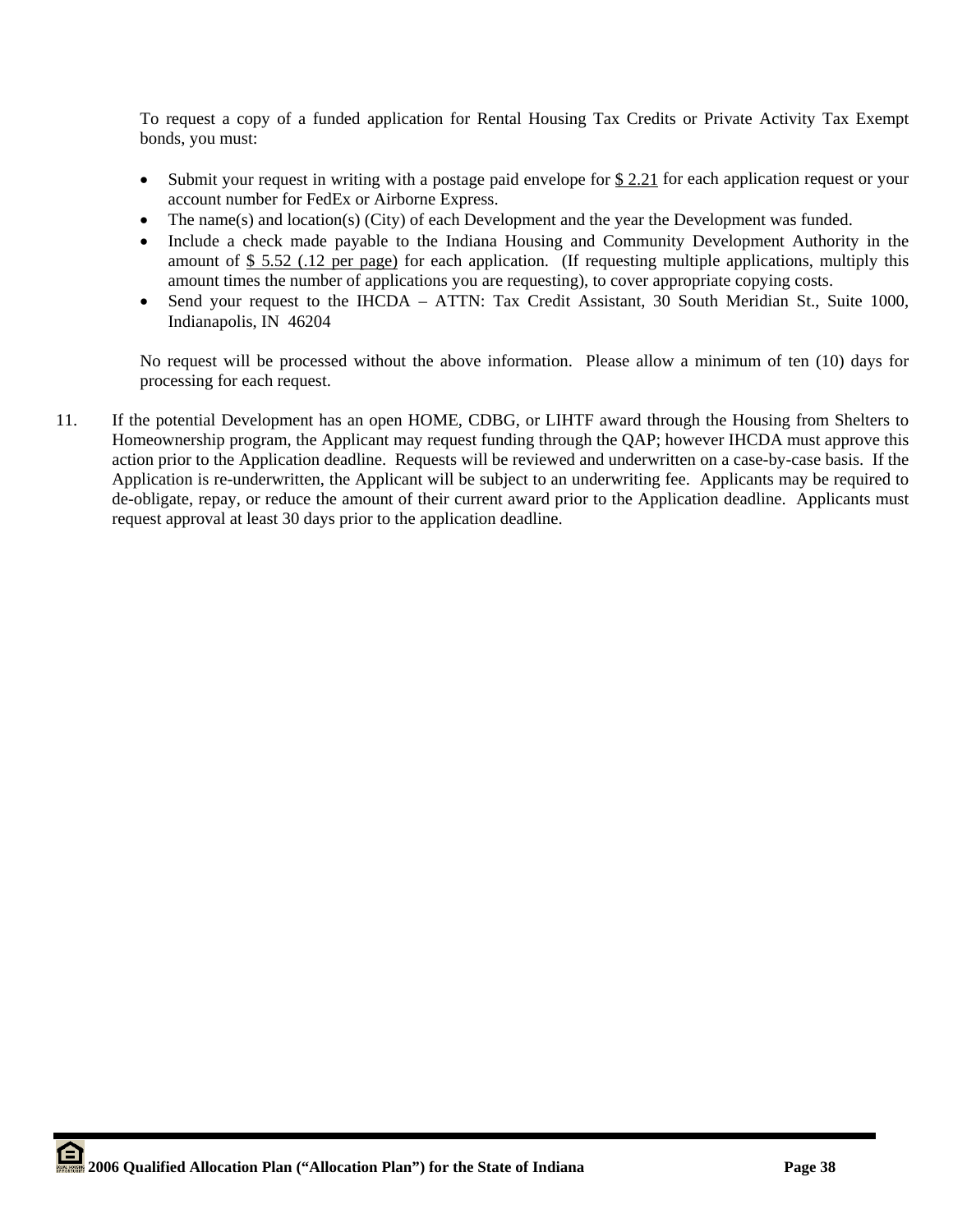To request a copy of a funded application for Rental Housing Tax Credits or Private Activity Tax Exempt bonds, you must:

- Submit your request in writing with a postage paid envelope for <u>$ 2.21</u> for each application request or your account number for FedEx or Airborne Express.
- The name(s) and location(s) (City) of each Development and the year the Development was funded.
- Include a check made payable to the Indiana Housing and Community Development Authority in the amount of <u>$ 5.52 (.12 per page)</u> for each application. (If requesting multiple applications, multiply this amount times the number of applications you are requesting), to cover appropriate copying costs.
- Send your request to the IHCDA – ATTN: Tax Credit Assistant, 30 South Meridian St., Suite 1000, Indianapolis, IN 46204

No request will be processed without the above information. Please allow a minimum of ten (10) days for processing for each request.

11. If the potential Development has an open HOME, CDBG, or LIHTF award through the Housing from Shelters to Homeownership program, the Applicant may request funding through the QAP; however IHCDA must approve this action prior to the Application deadline. Requests will be reviewed and underwritten on a case-by-case basis. If the Application is re-underwritten, the Applicant will be subject to an underwriting fee. Applicants may be required to de-obligate, repay, or reduce the amount of their current award prior to the Application deadline. Applicants must request approval at least 30 days prior to the application deadline.